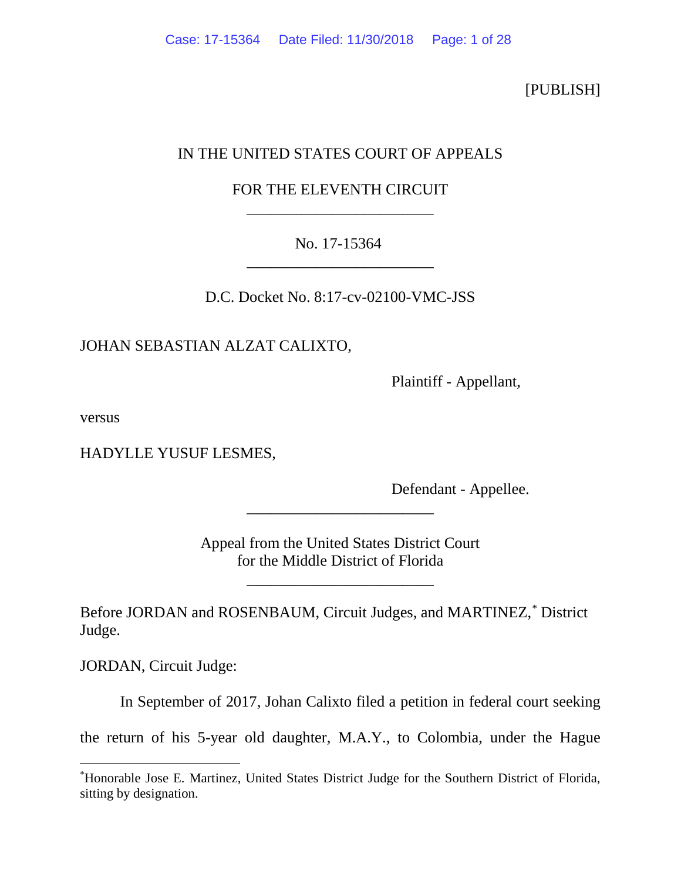[PUBLISH]

IN THE UNITED STATES COURT OF APPEALS

FOR THE ELEVENTH CIRCUIT

________________________

No. 17-15364

________________________

D.C. Docket No. 8:17-cv-02100-VMC-JSS

JOHAN SEBASTIAN ALZAT CALIXTO,

Plaintiff - Appellant,

versus

HADYLLE YUSUF LESMES,

Defendant - Appellee.

________________________

Appeal from the United States District Court
for the Middle District of Florida

________________________

Before JORDAN and ROSENBAUM, Circuit Judges, and MARTINEZ,* District Judge.

JORDAN, Circuit Judge:

In September of 2017, Johan Calixto filed a petition in federal court seeking the return of his 5-year old daughter, M.A.Y., to Colombia, under the Hague

---

*Honorable Jose E. Martinez, United States District Judge for the Southern District of Florida, sitting by designation.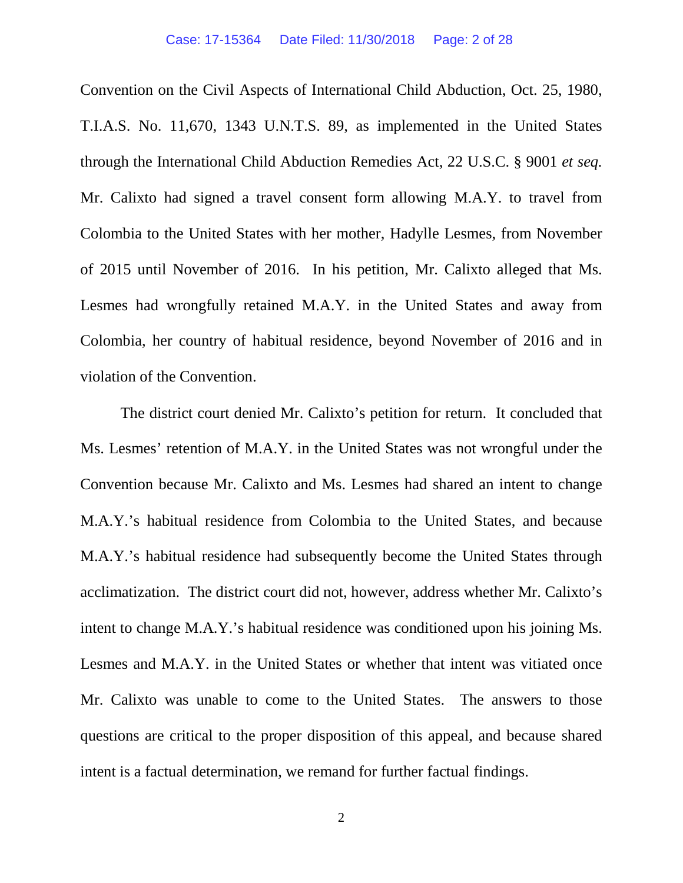Convention on the Civil Aspects of International Child Abduction, Oct. 25, 1980, T.I.A.S. No. 11,670, 1343 U.N.T.S. 89, as implemented in the United States through the International Child Abduction Remedies Act, 22 U.S.C. § 9001 *et seq.* Mr. Calixto had signed a travel consent form allowing M.A.Y. to travel from Colombia to the United States with her mother, Hadylle Lesmes, from November of 2015 until November of 2016. In his petition, Mr. Calixto alleged that Ms. Lesmes had wrongfully retained M.A.Y. in the United States and away from Colombia, her country of habitual residence, beyond November of 2016 and in violation of the Convention.

The district court denied Mr. Calixto's petition for return. It concluded that Ms. Lesmes' retention of M.A.Y. in the United States was not wrongful under the Convention because Mr. Calixto and Ms. Lesmes had shared an intent to change M.A.Y.'s habitual residence from Colombia to the United States, and because M.A.Y.'s habitual residence had subsequently become the United States through acclimatization. The district court did not, however, address whether Mr. Calixto's intent to change M.A.Y.'s habitual residence was conditioned upon his joining Ms. Lesmes and M.A.Y. in the United States or whether that intent was vitiated once Mr. Calixto was unable to come to the United States. The answers to those questions are critical to the proper disposition of this appeal, and because shared intent is a factual determination, we remand for further factual findings.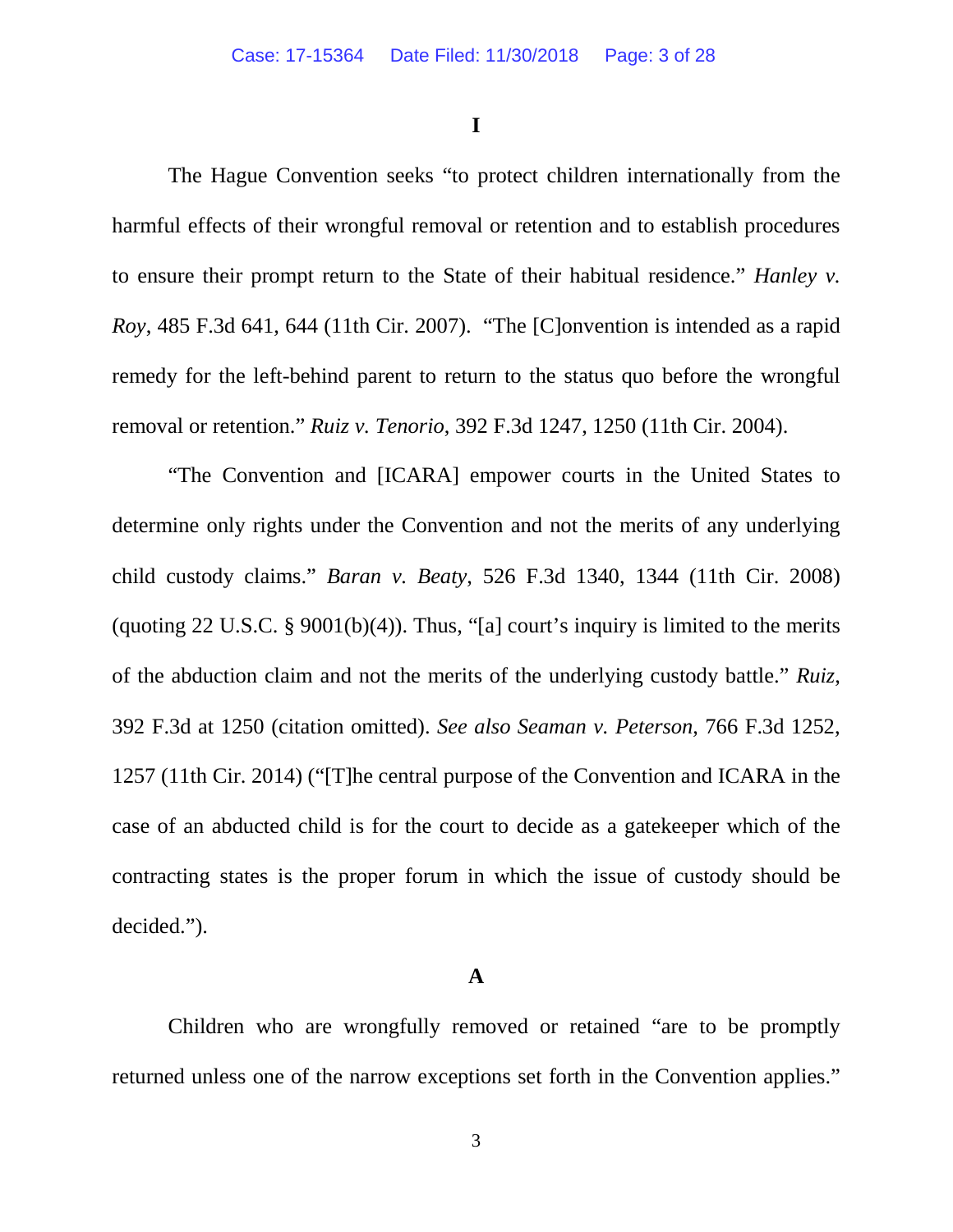# I

The Hague Convention seeks "to protect children internationally from the harmful effects of their wrongful removal or retention and to establish procedures to ensure their prompt return to the State of their habitual residence." *Hanley v. Roy*, 485 F.3d 641, 644 (11th Cir. 2007). "The [C]onvention is intended as a rapid remedy for the left-behind parent to return to the status quo before the wrongful removal or retention." *Ruiz v. Tenorio*, 392 F.3d 1247, 1250 (11th Cir. 2004).

"The Convention and [ICARA] empower courts in the United States to determine only rights under the Convention and not the merits of any underlying child custody claims." *Baran v. Beaty*, 526 F.3d 1340, 1344 (11th Cir. 2008) (quoting 22 U.S.C. § 9001(b)(4)). Thus, "[a] court's inquiry is limited to the merits of the abduction claim and not the merits of the underlying custody battle." *Ruiz*, 392 F.3d at 1250 (citation omitted). *See also Seaman v. Peterson*, 766 F.3d 1252, 1257 (11th Cir. 2014) ("[T]he central purpose of the Convention and ICARA in the case of an abducted child is for the court to decide as a gatekeeper which of the contracting states is the proper forum in which the issue of custody should be decided.").

## A

Children who are wrongfully removed or retained "are to be promptly returned unless one of the narrow exceptions set forth in the Convention applies."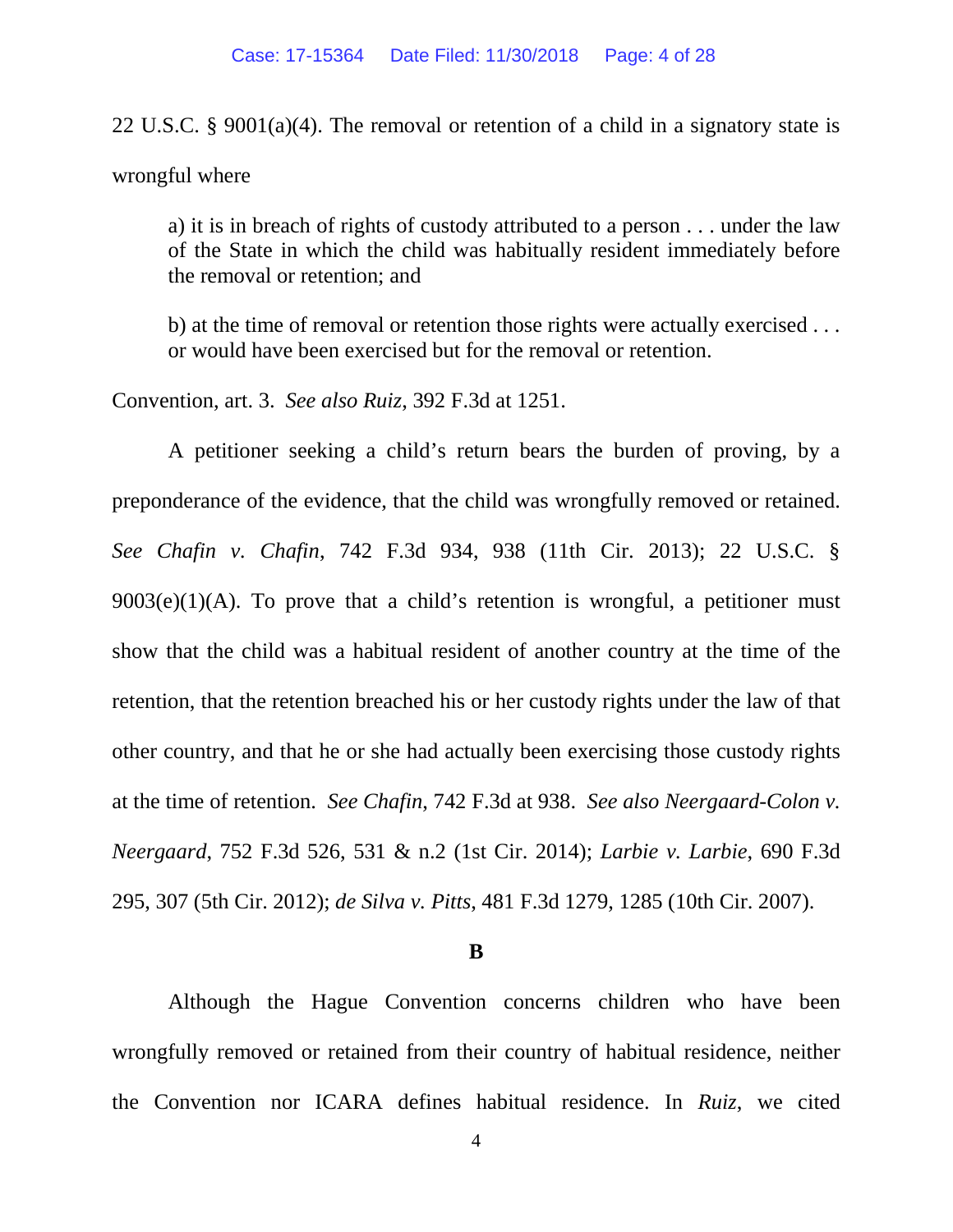22 U.S.C. § 9001(a)(4). The removal or retention of a child in a signatory state is wrongful where

> a) it is in breach of rights of custody attributed to a person . . . under the law of the State in which the child was habitually resident immediately before the removal or retention; and
>
> b) at the time of removal or retention those rights were actually exercised . . . or would have been exercised but for the removal or retention.

Convention, art. 3. *See also Ruiz*, 392 F.3d at 1251.

A petitioner seeking a child's return bears the burden of proving, by a preponderance of the evidence, that the child was wrongfully removed or retained. *See Chafin v. Chafin*, 742 F.3d 934, 938 (11th Cir. 2013); 22 U.S.C. § 9003(e)(1)(A). To prove that a child's retention is wrongful, a petitioner must show that the child was a habitual resident of another country at the time of the retention, that the retention breached his or her custody rights under the law of that other country, and that he or she had actually been exercising those custody rights at the time of retention. *See Chafin*, 742 F.3d at 938. *See also Neergaard-Colon v. Neergaard*, 752 F.3d 526, 531 & n.2 (1st Cir. 2014); *Larbie v. Larbie*, 690 F.3d 295, 307 (5th Cir. 2012); *de Silva v. Pitts*, 481 F.3d 1279, 1285 (10th Cir. 2007).

**B**

Although the Hague Convention concerns children who have been wrongfully removed or retained from their country of habitual residence, neither the Convention nor ICARA defines habitual residence. In *Ruiz*, we cited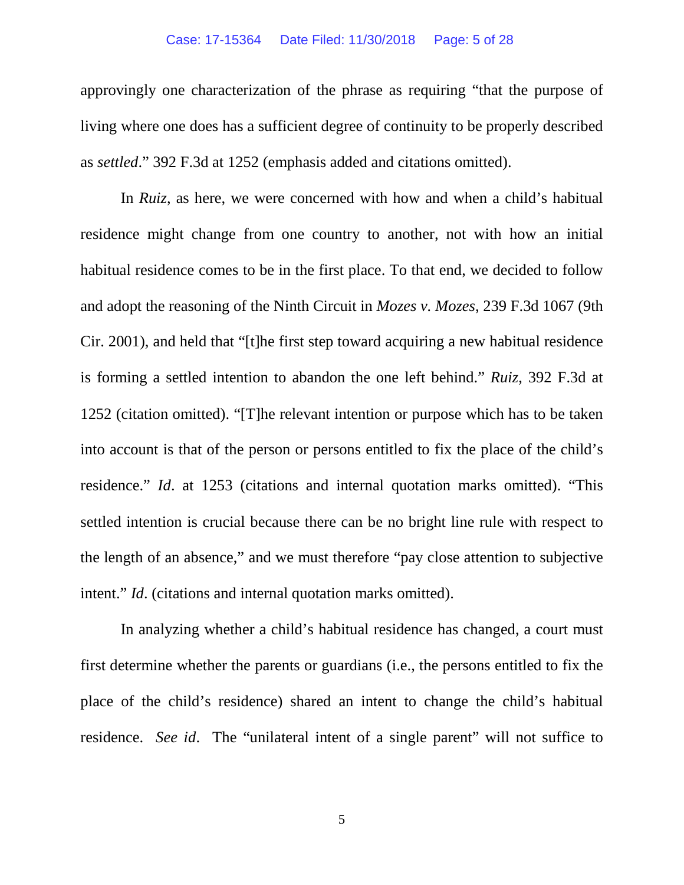approvingly one characterization of the phrase as requiring "that the purpose of living where one does has a sufficient degree of continuity to be properly described as *settled*." 392 F.3d at 1252 (emphasis added and citations omitted).

In *Ruiz*, as here, we were concerned with how and when a child's habitual residence might change from one country to another, not with how an initial habitual residence comes to be in the first place. To that end, we decided to follow and adopt the reasoning of the Ninth Circuit in *Mozes v. Mozes*, 239 F.3d 1067 (9th Cir. 2001), and held that "[t]he first step toward acquiring a new habitual residence is forming a settled intention to abandon the one left behind." *Ruiz*, 392 F.3d at 1252 (citation omitted). "[T]he relevant intention or purpose which has to be taken into account is that of the person or persons entitled to fix the place of the child's residence." *Id*. at 1253 (citations and internal quotation marks omitted). "This settled intention is crucial because there can be no bright line rule with respect to the length of an absence," and we must therefore "pay close attention to subjective intent." *Id*. (citations and internal quotation marks omitted).

In analyzing whether a child's habitual residence has changed, a court must first determine whether the parents or guardians (i.e., the persons entitled to fix the place of the child's residence) shared an intent to change the child's habitual residence. *See id*. The "unilateral intent of a single parent" will not suffice to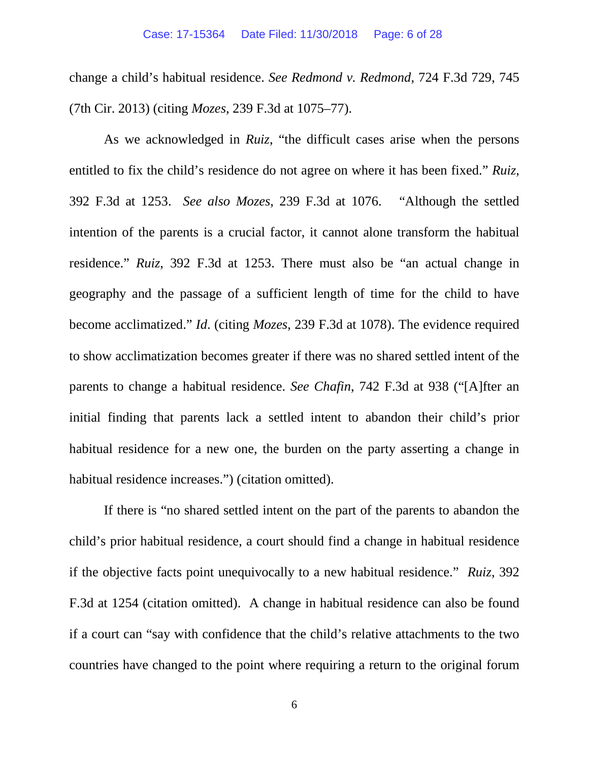change a child's habitual residence. *See Redmond v. Redmond*, 724 F.3d 729, 745 (7th Cir. 2013) (citing *Mozes*, 239 F.3d at 1075–77).

As we acknowledged in *Ruiz*, "the difficult cases arise when the persons entitled to fix the child's residence do not agree on where it has been fixed." *Ruiz*, 392 F.3d at 1253. *See also Mozes*, 239 F.3d at 1076. "Although the settled intention of the parents is a crucial factor, it cannot alone transform the habitual residence." *Ruiz*, 392 F.3d at 1253. There must also be "an actual change in geography and the passage of a sufficient length of time for the child to have become acclimatized." *Id*. (citing *Mozes*, 239 F.3d at 1078). The evidence required to show acclimatization becomes greater if there was no shared settled intent of the parents to change a habitual residence. *See Chafin*, 742 F.3d at 938 ("[A]fter an initial finding that parents lack a settled intent to abandon their child's prior habitual residence for a new one, the burden on the party asserting a change in habitual residence increases.") (citation omitted).

If there is "no shared settled intent on the part of the parents to abandon the child's prior habitual residence, a court should find a change in habitual residence if the objective facts point unequivocally to a new habitual residence." *Ruiz*, 392 F.3d at 1254 (citation omitted). A change in habitual residence can also be found if a court can "say with confidence that the child's relative attachments to the two countries have changed to the point where requiring a return to the original forum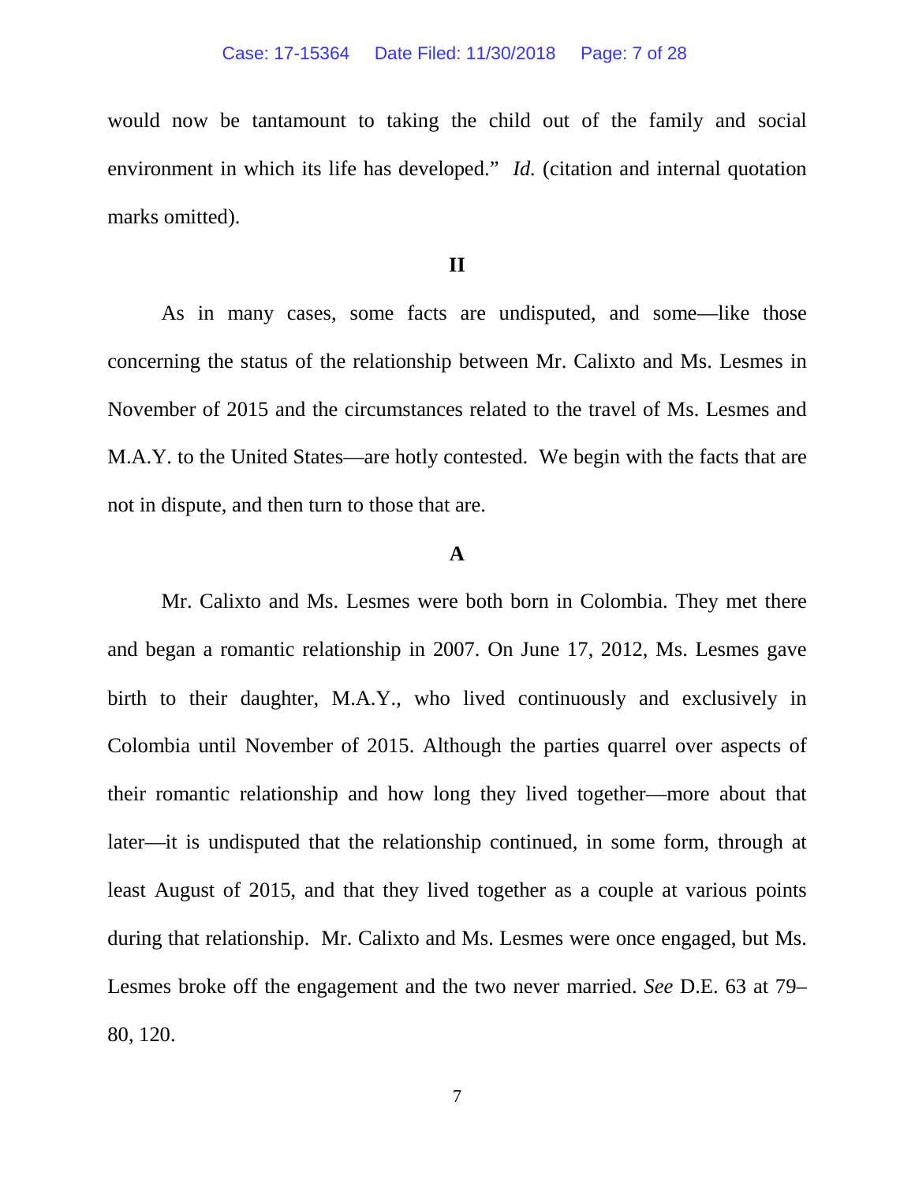would now be tantamount to taking the child out of the family and social environment in which its life has developed." *Id.* (citation and internal quotation marks omitted).

## II

As in many cases, some facts are undisputed, and some—like those concerning the status of the relationship between Mr. Calixto and Ms. Lesmes in November of 2015 and the circumstances related to the travel of Ms. Lesmes and M.A.Y. to the United States—are hotly contested. We begin with the facts that are not in dispute, and then turn to those that are.

### A

Mr. Calixto and Ms. Lesmes were both born in Colombia. They met there and began a romantic relationship in 2007. On June 17, 2012, Ms. Lesmes gave birth to their daughter, M.A.Y., who lived continuously and exclusively in Colombia until November of 2015. Although the parties quarrel over aspects of their romantic relationship and how long they lived together—more about that later—it is undisputed that the relationship continued, in some form, through at least August of 2015, and that they lived together as a couple at various points during that relationship. Mr. Calixto and Ms. Lesmes were once engaged, but Ms. Lesmes broke off the engagement and the two never married. *See* D.E. 63 at 79–80, 120.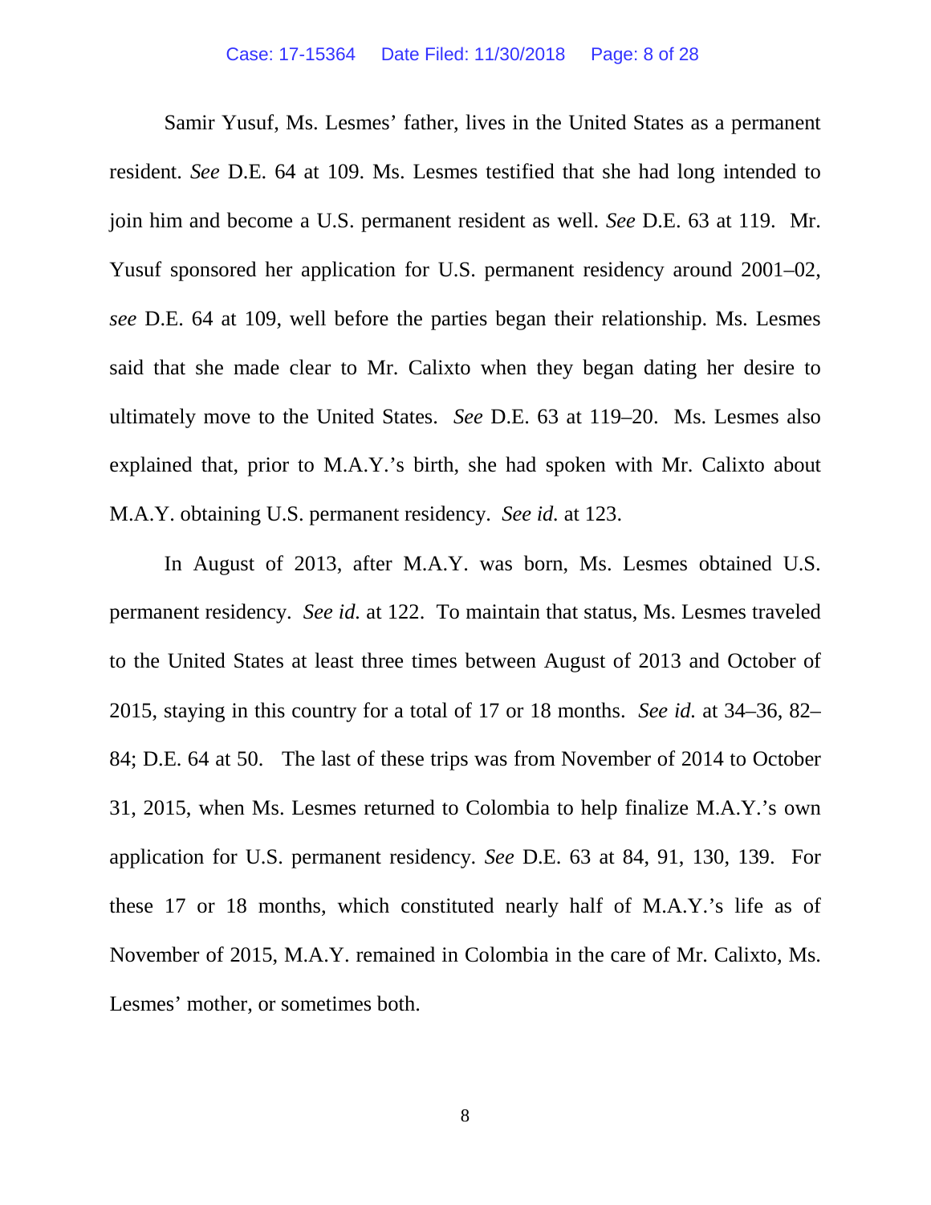Samir Yusuf, Ms. Lesmes' father, lives in the United States as a permanent resident. *See* D.E. 64 at 109. Ms. Lesmes testified that she had long intended to join him and become a U.S. permanent resident as well. *See* D.E. 63 at 119. Mr. Yusuf sponsored her application for U.S. permanent residency around 2001–02, *see* D.E. 64 at 109, well before the parties began their relationship. Ms. Lesmes said that she made clear to Mr. Calixto when they began dating her desire to ultimately move to the United States. *See* D.E. 63 at 119–20. Ms. Lesmes also explained that, prior to M.A.Y.'s birth, she had spoken with Mr. Calixto about M.A.Y. obtaining U.S. permanent residency. *See id.* at 123.

In August of 2013, after M.A.Y. was born, Ms. Lesmes obtained U.S. permanent residency. *See id.* at 122. To maintain that status, Ms. Lesmes traveled to the United States at least three times between August of 2013 and October of 2015, staying in this country for a total of 17 or 18 months. *See id.* at 34–36, 82–84; D.E. 64 at 50. The last of these trips was from November of 2014 to October 31, 2015, when Ms. Lesmes returned to Colombia to help finalize M.A.Y.'s own application for U.S. permanent residency. *See* D.E. 63 at 84, 91, 130, 139. For these 17 or 18 months, which constituted nearly half of M.A.Y.'s life as of November of 2015, M.A.Y. remained in Colombia in the care of Mr. Calixto, Ms. Lesmes' mother, or sometimes both.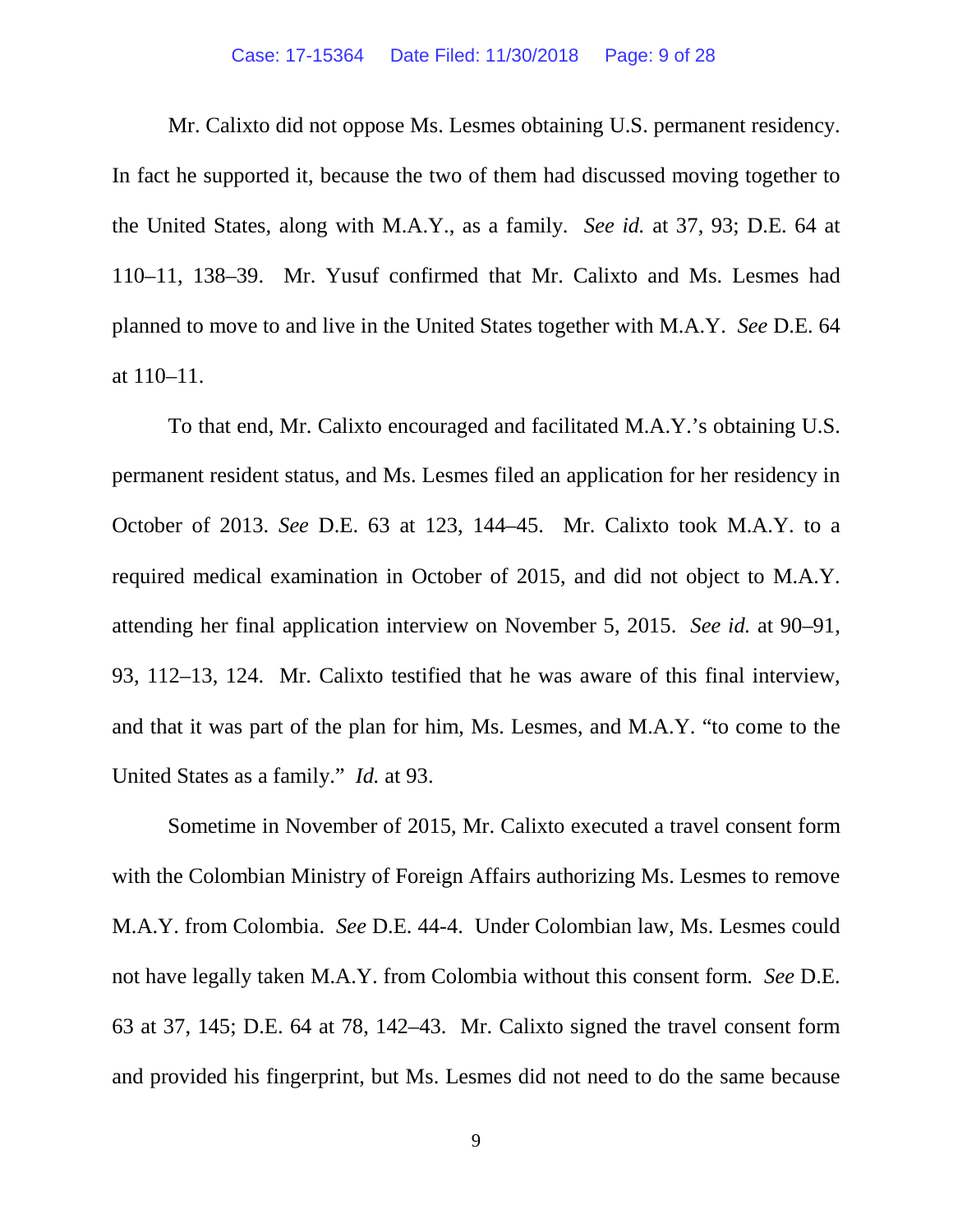Mr. Calixto did not oppose Ms. Lesmes obtaining U.S. permanent residency. In fact he supported it, because the two of them had discussed moving together to the United States, along with M.A.Y., as a family. *See id.* at 37, 93; D.E. 64 at 110–11, 138–39. Mr. Yusuf confirmed that Mr. Calixto and Ms. Lesmes had planned to move to and live in the United States together with M.A.Y. *See* D.E. 64 at 110–11.

To that end, Mr. Calixto encouraged and facilitated M.A.Y.'s obtaining U.S. permanent resident status, and Ms. Lesmes filed an application for her residency in October of 2013. *See* D.E. 63 at 123, 144–45. Mr. Calixto took M.A.Y. to a required medical examination in October of 2015, and did not object to M.A.Y. attending her final application interview on November 5, 2015. *See id.* at 90–91, 93, 112–13, 124. Mr. Calixto testified that he was aware of this final interview, and that it was part of the plan for him, Ms. Lesmes, and M.A.Y. "to come to the United States as a family." *Id.* at 93.

Sometime in November of 2015, Mr. Calixto executed a travel consent form with the Colombian Ministry of Foreign Affairs authorizing Ms. Lesmes to remove M.A.Y. from Colombia. *See* D.E. 44-4. Under Colombian law, Ms. Lesmes could not have legally taken M.A.Y. from Colombia without this consent form. *See* D.E. 63 at 37, 145; D.E. 64 at 78, 142–43. Mr. Calixto signed the travel consent form and provided his fingerprint, but Ms. Lesmes did not need to do the same because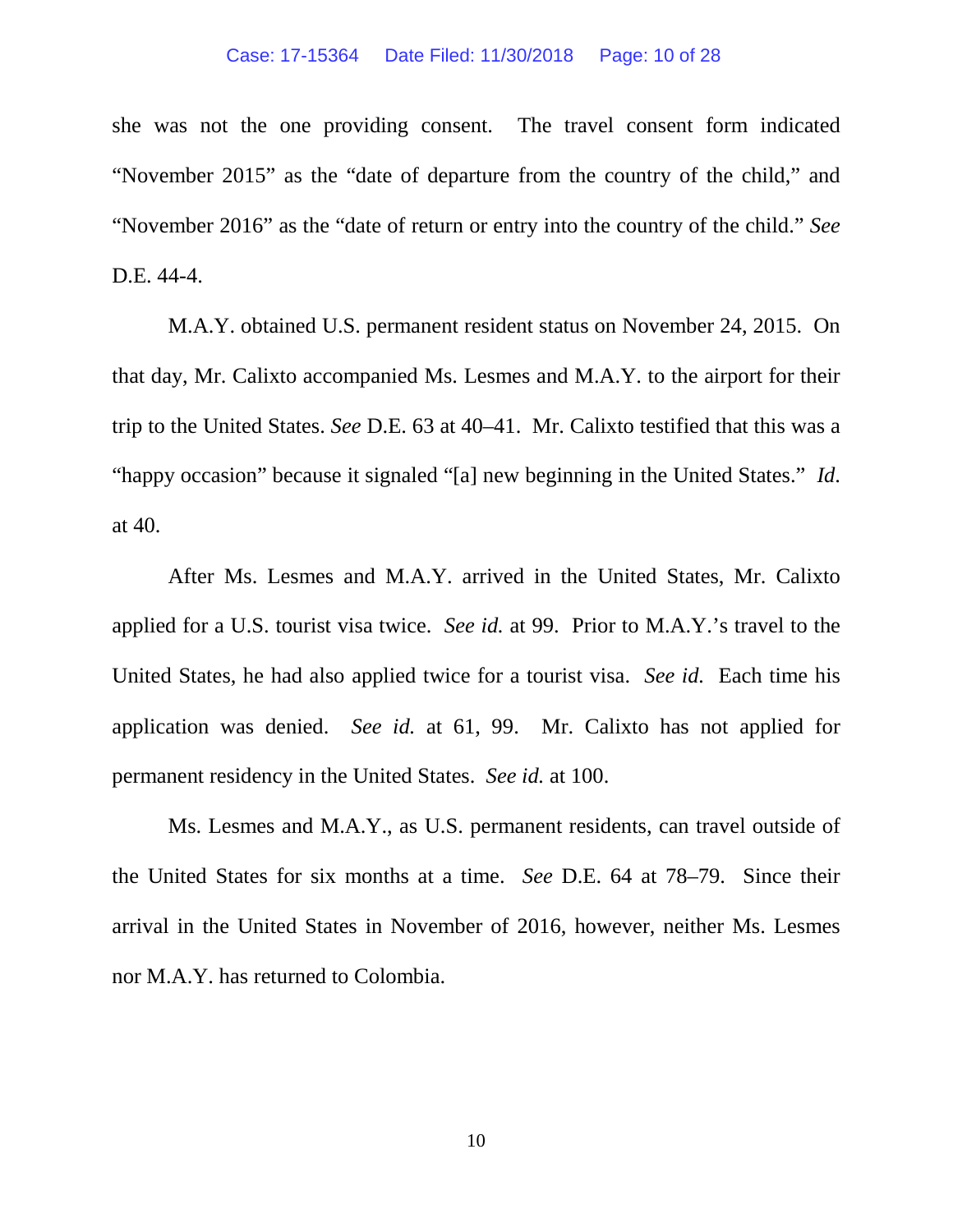she was not the one providing consent. The travel consent form indicated "November 2015" as the "date of departure from the country of the child," and "November 2016" as the "date of return or entry into the country of the child." *See* D.E. 44-4.

M.A.Y. obtained U.S. permanent resident status on November 24, 2015. On that day, Mr. Calixto accompanied Ms. Lesmes and M.A.Y. to the airport for their trip to the United States. *See* D.E. 63 at 40–41. Mr. Calixto testified that this was a "happy occasion" because it signaled "[a] new beginning in the United States." *Id*. at 40.

After Ms. Lesmes and M.A.Y. arrived in the United States, Mr. Calixto applied for a U.S. tourist visa twice. *See id.* at 99. Prior to M.A.Y.'s travel to the United States, he had also applied twice for a tourist visa. *See id.* Each time his application was denied. *See id.* at 61, 99. Mr. Calixto has not applied for permanent residency in the United States. *See id.* at 100.

Ms. Lesmes and M.A.Y., as U.S. permanent residents, can travel outside of the United States for six months at a time. *See* D.E. 64 at 78–79. Since their arrival in the United States in November of 2016, however, neither Ms. Lesmes nor M.A.Y. has returned to Colombia.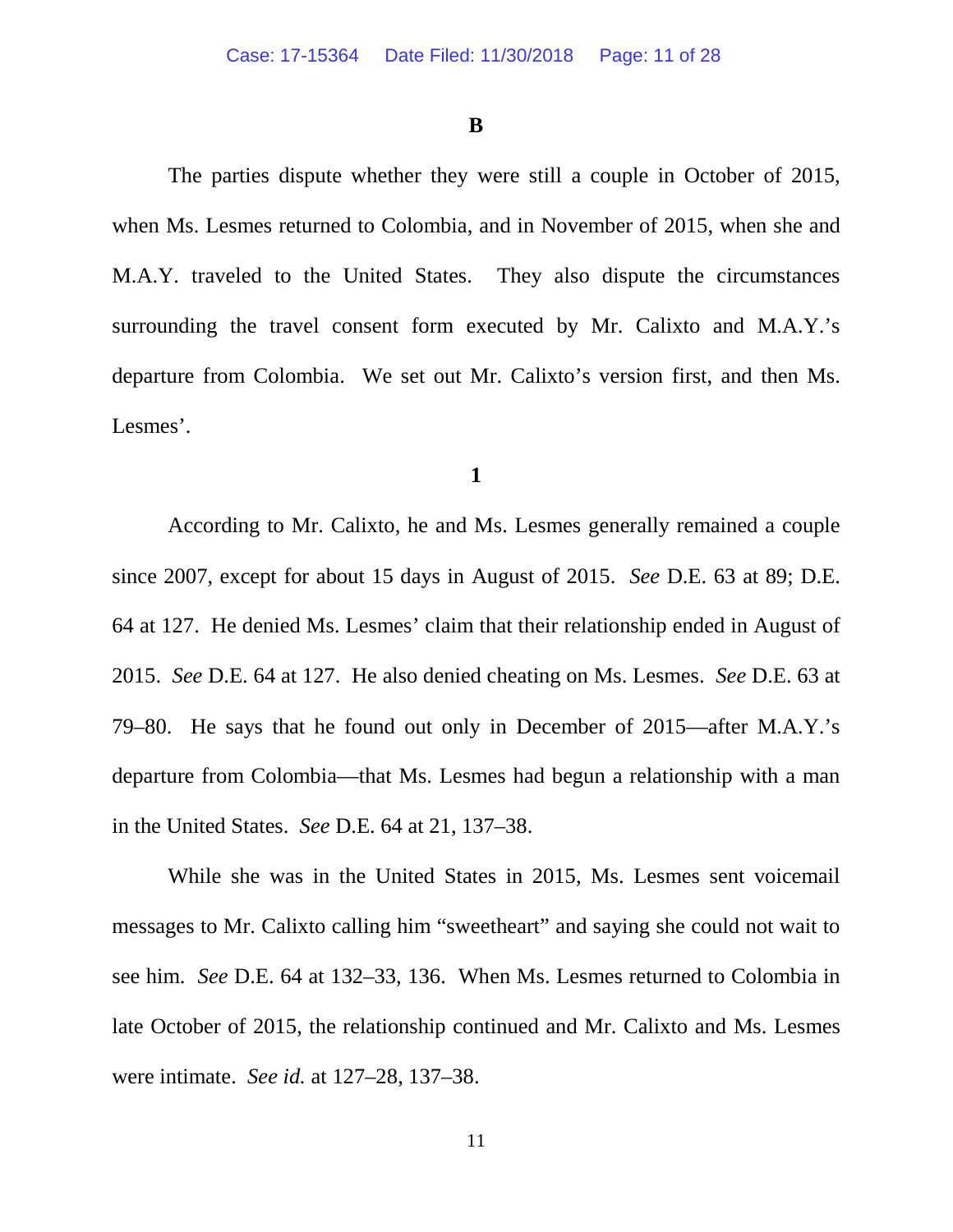### B

The parties dispute whether they were still a couple in October of 2015, when Ms. Lesmes returned to Colombia, and in November of 2015, when she and M.A.Y. traveled to the United States. They also dispute the circumstances surrounding the travel consent form executed by Mr. Calixto and M.A.Y.'s departure from Colombia. We set out Mr. Calixto's version first, and then Ms. Lesmes'.

#### 1

According to Mr. Calixto, he and Ms. Lesmes generally remained a couple since 2007, except for about 15 days in August of 2015. *See* D.E. 63 at 89; D.E. 64 at 127. He denied Ms. Lesmes' claim that their relationship ended in August of 2015. *See* D.E. 64 at 127. He also denied cheating on Ms. Lesmes. *See* D.E. 63 at 79–80. He says that he found out only in December of 2015—after M.A.Y.'s departure from Colombia—that Ms. Lesmes had begun a relationship with a man in the United States. *See* D.E. 64 at 21, 137–38.

While she was in the United States in 2015, Ms. Lesmes sent voicemail messages to Mr. Calixto calling him "sweetheart" and saying she could not wait to see him. *See* D.E. 64 at 132–33, 136. When Ms. Lesmes returned to Colombia in late October of 2015, the relationship continued and Mr. Calixto and Ms. Lesmes were intimate. *See id.* at 127–28, 137–38.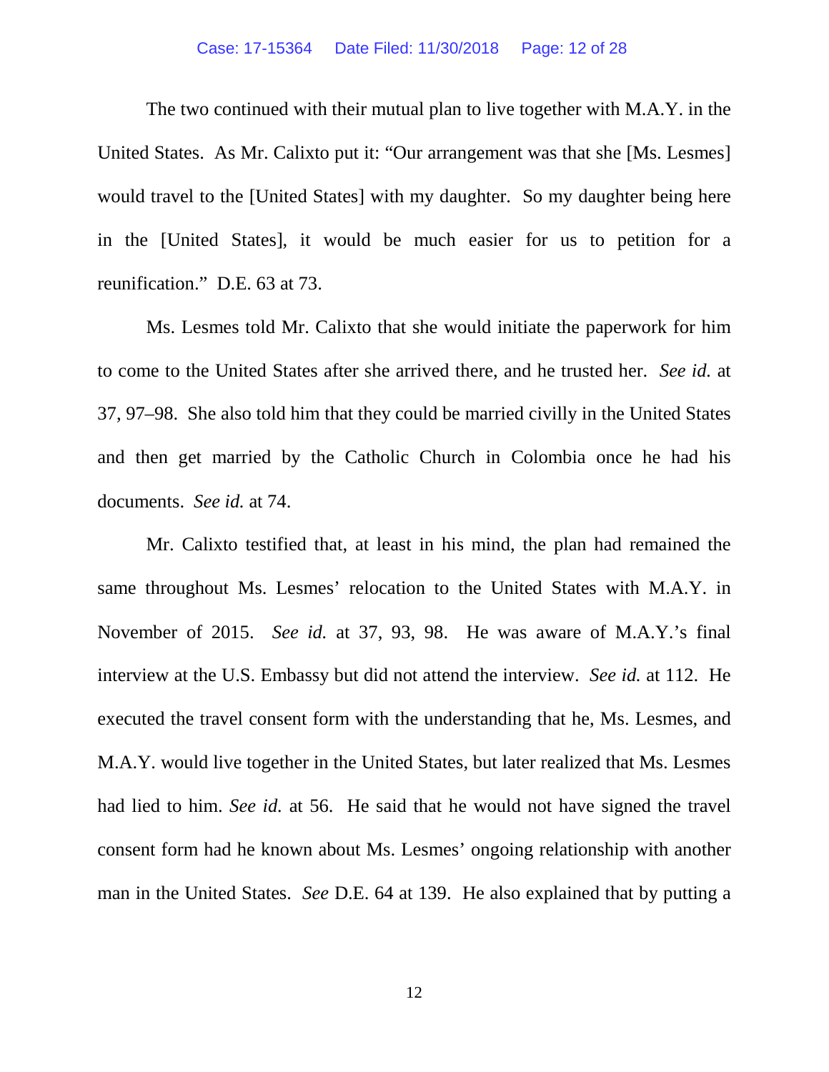The two continued with their mutual plan to live together with M.A.Y. in the United States. As Mr. Calixto put it: "Our arrangement was that she [Ms. Lesmes] would travel to the [United States] with my daughter. So my daughter being here in the [United States], it would be much easier for us to petition for a reunification." D.E. 63 at 73.

Ms. Lesmes told Mr. Calixto that she would initiate the paperwork for him to come to the United States after she arrived there, and he trusted her. *See id.* at 37, 97–98. She also told him that they could be married civilly in the United States and then get married by the Catholic Church in Colombia once he had his documents. *See id.* at 74.

Mr. Calixto testified that, at least in his mind, the plan had remained the same throughout Ms. Lesmes' relocation to the United States with M.A.Y. in November of 2015. *See id.* at 37, 93, 98. He was aware of M.A.Y.'s final interview at the U.S. Embassy but did not attend the interview. *See id.* at 112. He executed the travel consent form with the understanding that he, Ms. Lesmes, and M.A.Y. would live together in the United States, but later realized that Ms. Lesmes had lied to him. *See id.* at 56. He said that he would not have signed the travel consent form had he known about Ms. Lesmes' ongoing relationship with another man in the United States. *See* D.E. 64 at 139. He also explained that by putting a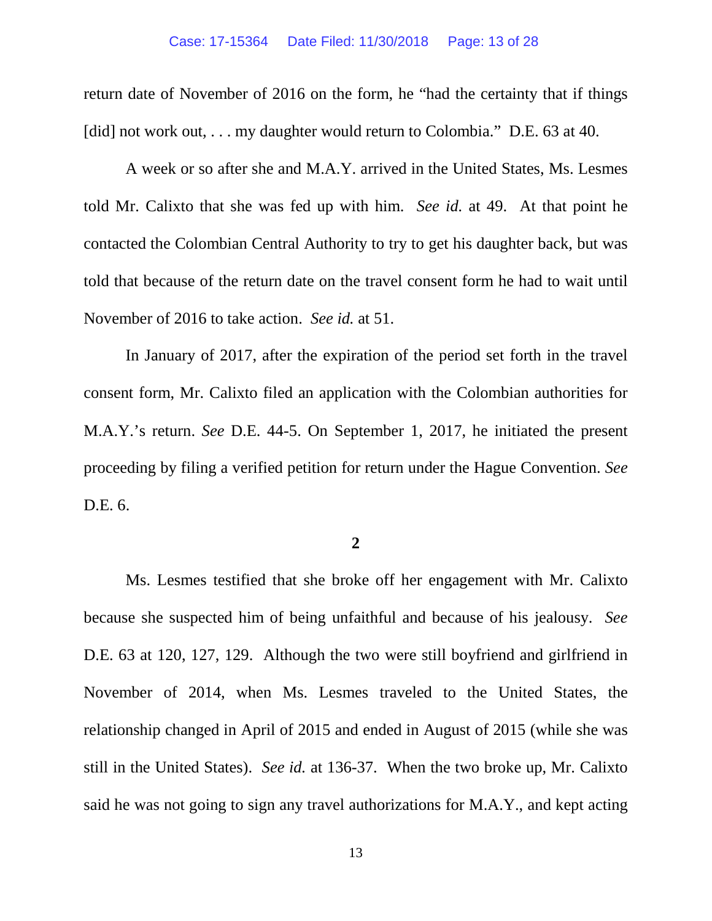return date of November of 2016 on the form, he "had the certainty that if things [did] not work out, . . . my daughter would return to Colombia." D.E. 63 at 40.

A week or so after she and M.A.Y. arrived in the United States, Ms. Lesmes told Mr. Calixto that she was fed up with him. *See id.* at 49. At that point he contacted the Colombian Central Authority to try to get his daughter back, but was told that because of the return date on the travel consent form he had to wait until November of 2016 to take action. *See id.* at 51.

In January of 2017, after the expiration of the period set forth in the travel consent form, Mr. Calixto filed an application with the Colombian authorities for M.A.Y.'s return. *See* D.E. 44-5. On September 1, 2017, he initiated the present proceeding by filing a verified petition for return under the Hague Convention. *See* D.E. 6.

**2**

Ms. Lesmes testified that she broke off her engagement with Mr. Calixto because she suspected him of being unfaithful and because of his jealousy. *See* D.E. 63 at 120, 127, 129. Although the two were still boyfriend and girlfriend in November of 2014, when Ms. Lesmes traveled to the United States, the relationship changed in April of 2015 and ended in August of 2015 (while she was still in the United States). *See id.* at 136-37. When the two broke up, Mr. Calixto said he was not going to sign any travel authorizations for M.A.Y., and kept acting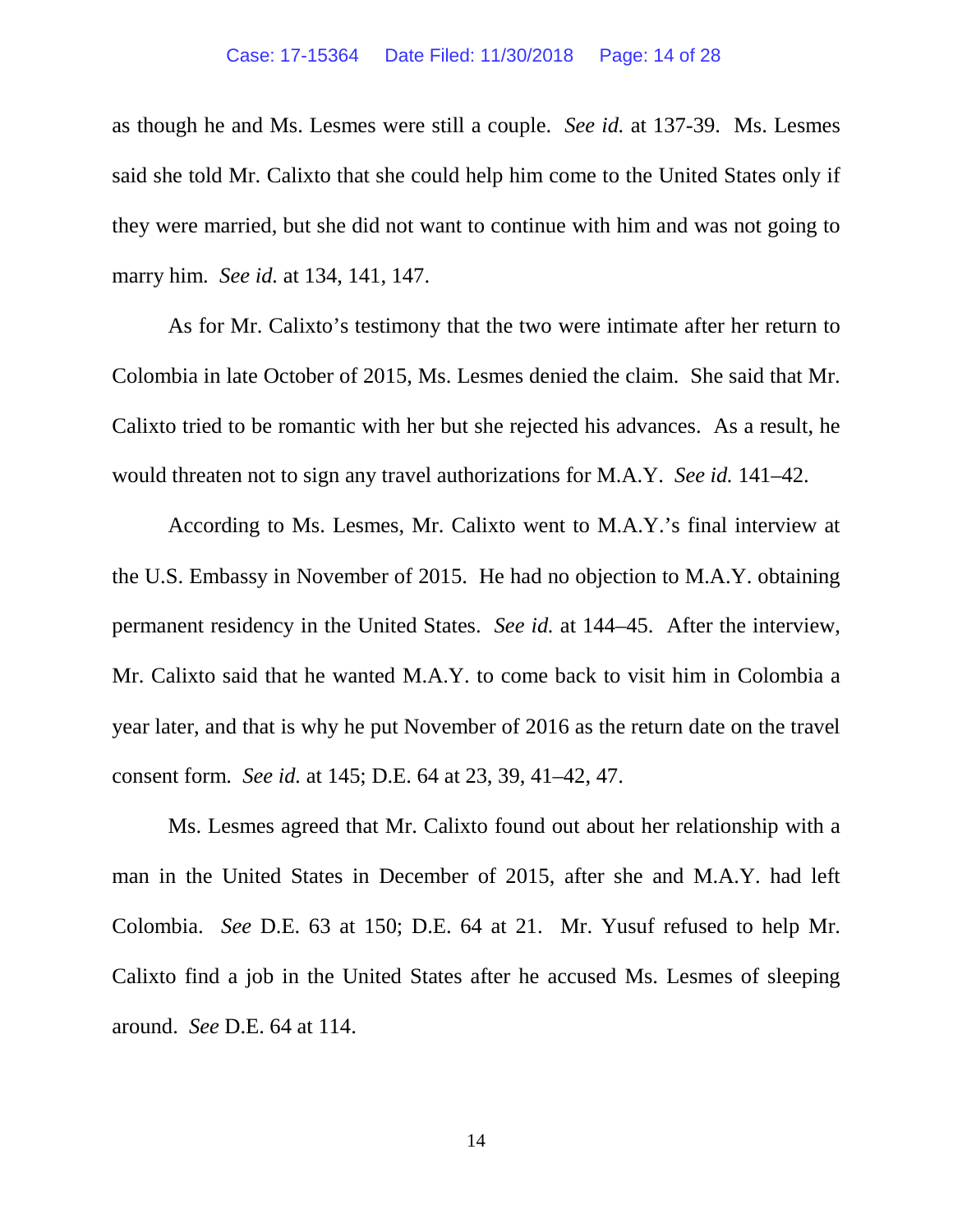as though he and Ms. Lesmes were still a couple. *See id.* at 137-39. Ms. Lesmes said she told Mr. Calixto that she could help him come to the United States only if they were married, but she did not want to continue with him and was not going to marry him. *See id.* at 134, 141, 147.

As for Mr. Calixto's testimony that the two were intimate after her return to Colombia in late October of 2015, Ms. Lesmes denied the claim. She said that Mr. Calixto tried to be romantic with her but she rejected his advances. As a result, he would threaten not to sign any travel authorizations for M.A.Y. *See id.* 141–42.

According to Ms. Lesmes, Mr. Calixto went to M.A.Y.'s final interview at the U.S. Embassy in November of 2015. He had no objection to M.A.Y. obtaining permanent residency in the United States. *See id.* at 144–45. After the interview, Mr. Calixto said that he wanted M.A.Y. to come back to visit him in Colombia a year later, and that is why he put November of 2016 as the return date on the travel consent form. *See id.* at 145; D.E. 64 at 23, 39, 41–42, 47.

Ms. Lesmes agreed that Mr. Calixto found out about her relationship with a man in the United States in December of 2015, after she and M.A.Y. had left Colombia. *See* D.E. 63 at 150; D.E. 64 at 21. Mr. Yusuf refused to help Mr. Calixto find a job in the United States after he accused Ms. Lesmes of sleeping around. *See* D.E. 64 at 114.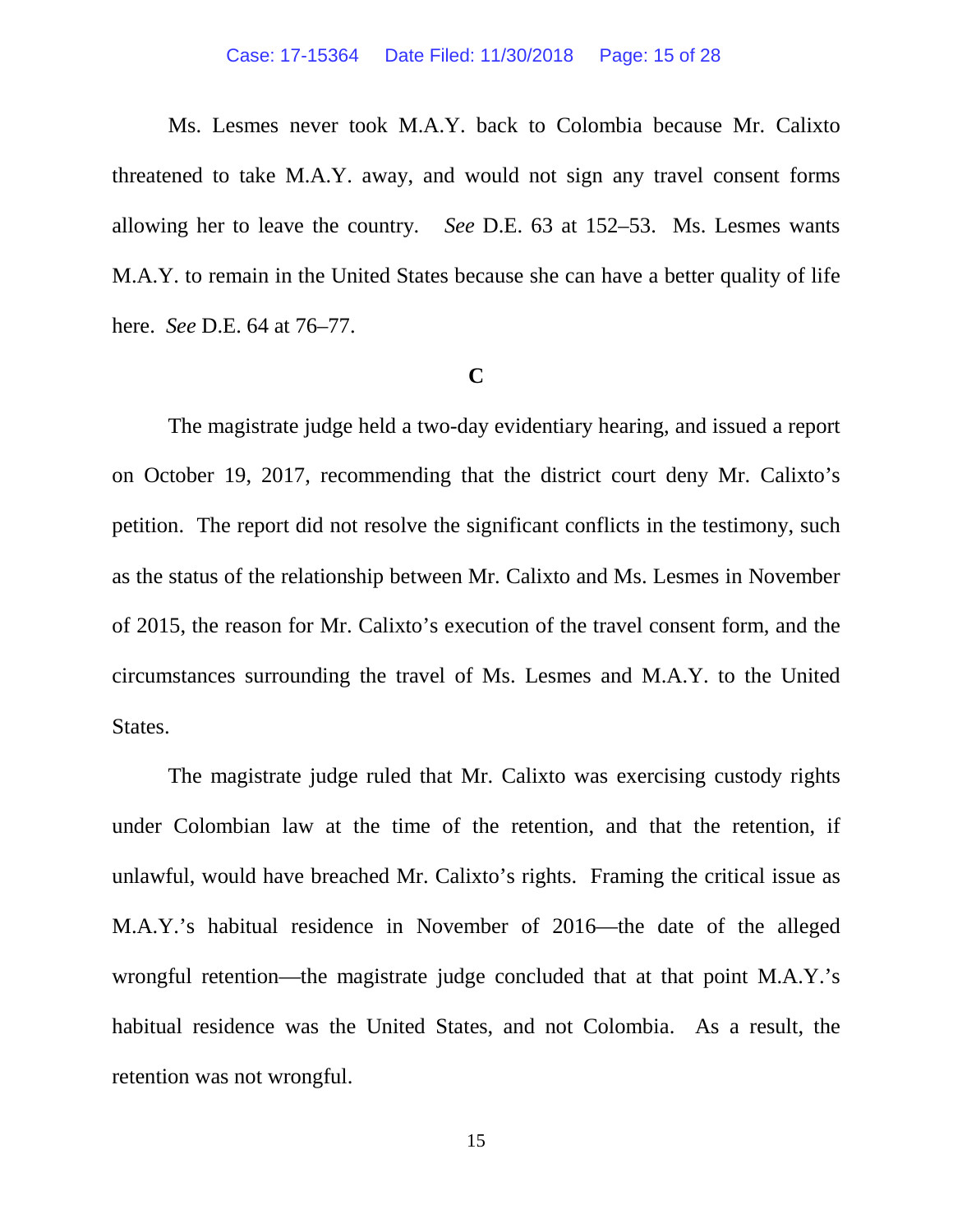Ms. Lesmes never took M.A.Y. back to Colombia because Mr. Calixto threatened to take M.A.Y. away, and would not sign any travel consent forms allowing her to leave the country. *See* D.E. 63 at 152–53. Ms. Lesmes wants M.A.Y. to remain in the United States because she can have a better quality of life here. *See* D.E. 64 at 76–77.

### C

The magistrate judge held a two-day evidentiary hearing, and issued a report on October 19, 2017, recommending that the district court deny Mr. Calixto's petition. The report did not resolve the significant conflicts in the testimony, such as the status of the relationship between Mr. Calixto and Ms. Lesmes in November of 2015, the reason for Mr. Calixto's execution of the travel consent form, and the circumstances surrounding the travel of Ms. Lesmes and M.A.Y. to the United States.

The magistrate judge ruled that Mr. Calixto was exercising custody rights under Colombian law at the time of the retention, and that the retention, if unlawful, would have breached Mr. Calixto's rights. Framing the critical issue as M.A.Y.'s habitual residence in November of 2016—the date of the alleged wrongful retention—the magistrate judge concluded that at that point M.A.Y.'s habitual residence was the United States, and not Colombia. As a result, the retention was not wrongful.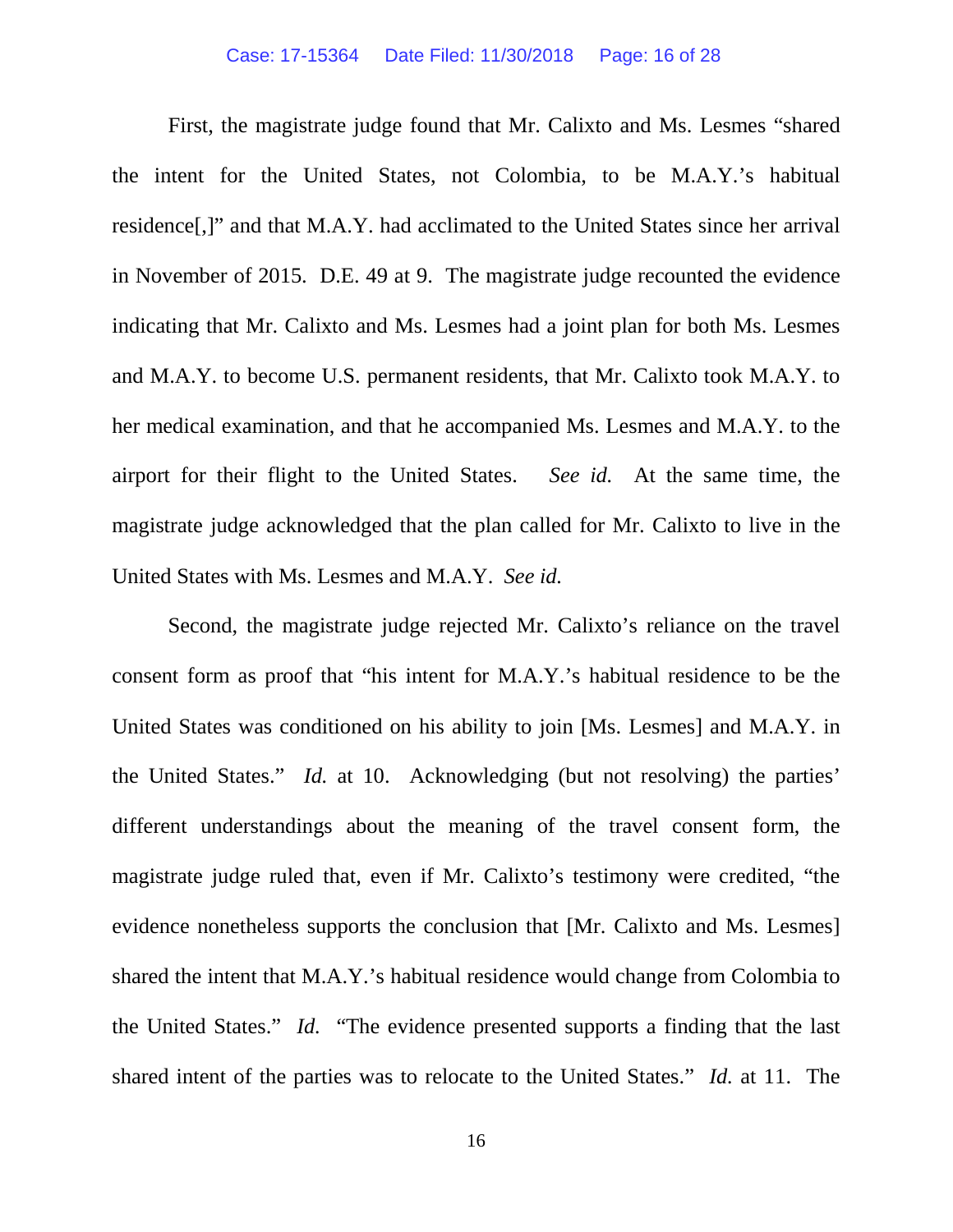First, the magistrate judge found that Mr. Calixto and Ms. Lesmes "shared the intent for the United States, not Colombia, to be M.A.Y.'s habitual residence[,]" and that M.A.Y. had acclimated to the United States since her arrival in November of 2015. D.E. 49 at 9. The magistrate judge recounted the evidence indicating that Mr. Calixto and Ms. Lesmes had a joint plan for both Ms. Lesmes and M.A.Y. to become U.S. permanent residents, that Mr. Calixto took M.A.Y. to her medical examination, and that he accompanied Ms. Lesmes and M.A.Y. to the airport for their flight to the United States. *See id.* At the same time, the magistrate judge acknowledged that the plan called for Mr. Calixto to live in the United States with Ms. Lesmes and M.A.Y. *See id.*

Second, the magistrate judge rejected Mr. Calixto's reliance on the travel consent form as proof that "his intent for M.A.Y.'s habitual residence to be the United States was conditioned on his ability to join [Ms. Lesmes] and M.A.Y. in the United States." *Id.* at 10. Acknowledging (but not resolving) the parties' different understandings about the meaning of the travel consent form, the magistrate judge ruled that, even if Mr. Calixto's testimony were credited, "the evidence nonetheless supports the conclusion that [Mr. Calixto and Ms. Lesmes] shared the intent that M.A.Y.'s habitual residence would change from Colombia to the United States." *Id.* "The evidence presented supports a finding that the last shared intent of the parties was to relocate to the United States." *Id.* at 11. The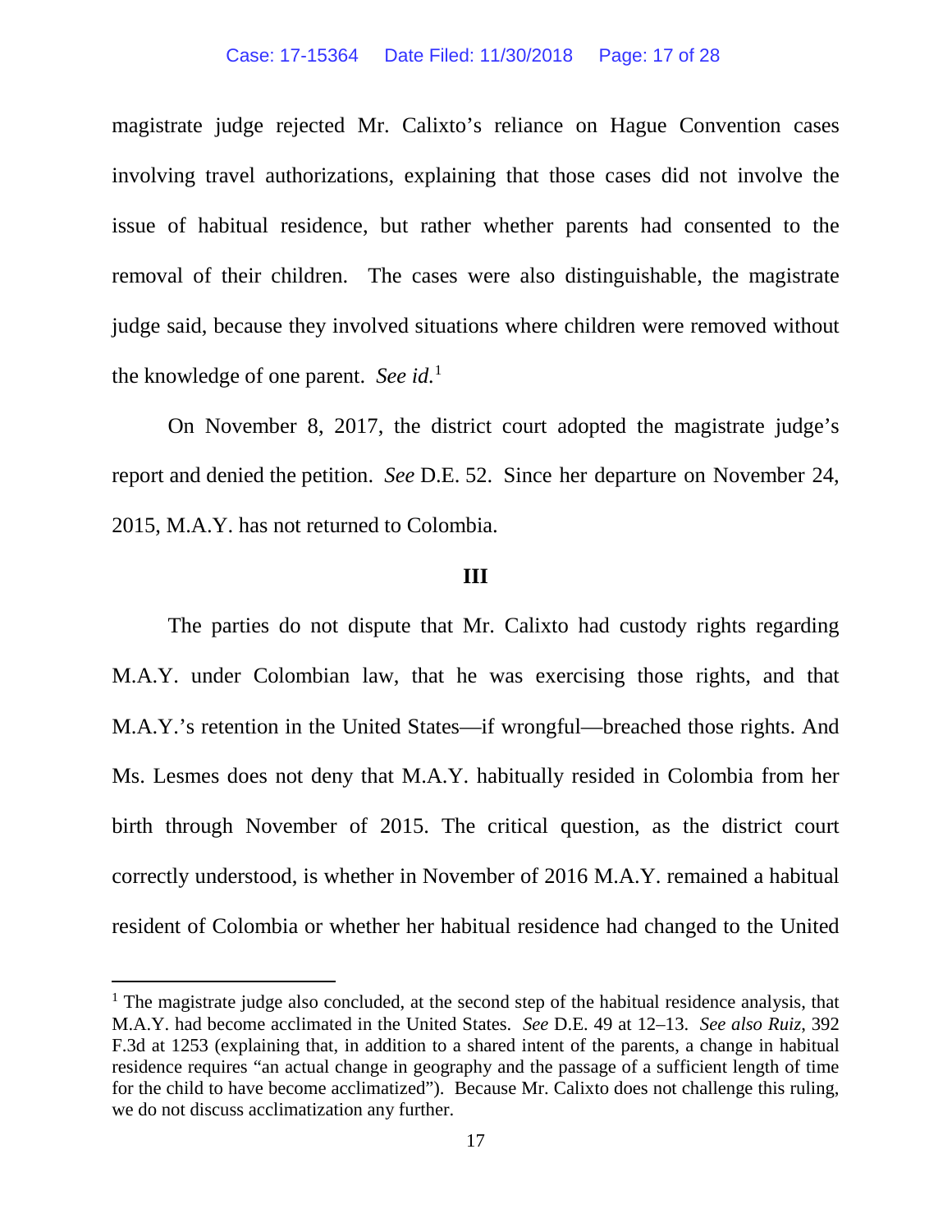magistrate judge rejected Mr. Calixto's reliance on Hague Convention cases involving travel authorizations, explaining that those cases did not involve the issue of habitual residence, but rather whether parents had consented to the removal of their children. The cases were also distinguishable, the magistrate judge said, because they involved situations where children were removed without the knowledge of one parent. *See id.*[1]

On November 8, 2017, the district court adopted the magistrate judge's report and denied the petition. *See* D.E. 52. Since her departure on November 24, 2015, M.A.Y. has not returned to Colombia.

### III

The parties do not dispute that Mr. Calixto had custody rights regarding M.A.Y. under Colombian law, that he was exercising those rights, and that M.A.Y.'s retention in the United States—if wrongful—breached those rights. And Ms. Lesmes does not deny that M.A.Y. habitually resided in Colombia from her birth through November of 2015. The critical question, as the district court correctly understood, is whether in November of 2016 M.A.Y. remained a habitual resident of Colombia or whether her habitual residence had changed to the United

---

[1] The magistrate judge also concluded, at the second step of the habitual residence analysis, that M.A.Y. had become acclimated in the United States. *See* D.E. 49 at 12–13. *See also Ruiz*, 392 F.3d at 1253 (explaining that, in addition to a shared intent of the parents, a change in habitual residence requires "an actual change in geography and the passage of a sufficient length of time for the child to have become acclimatized"). Because Mr. Calixto does not challenge this ruling, we do not discuss acclimatization any further.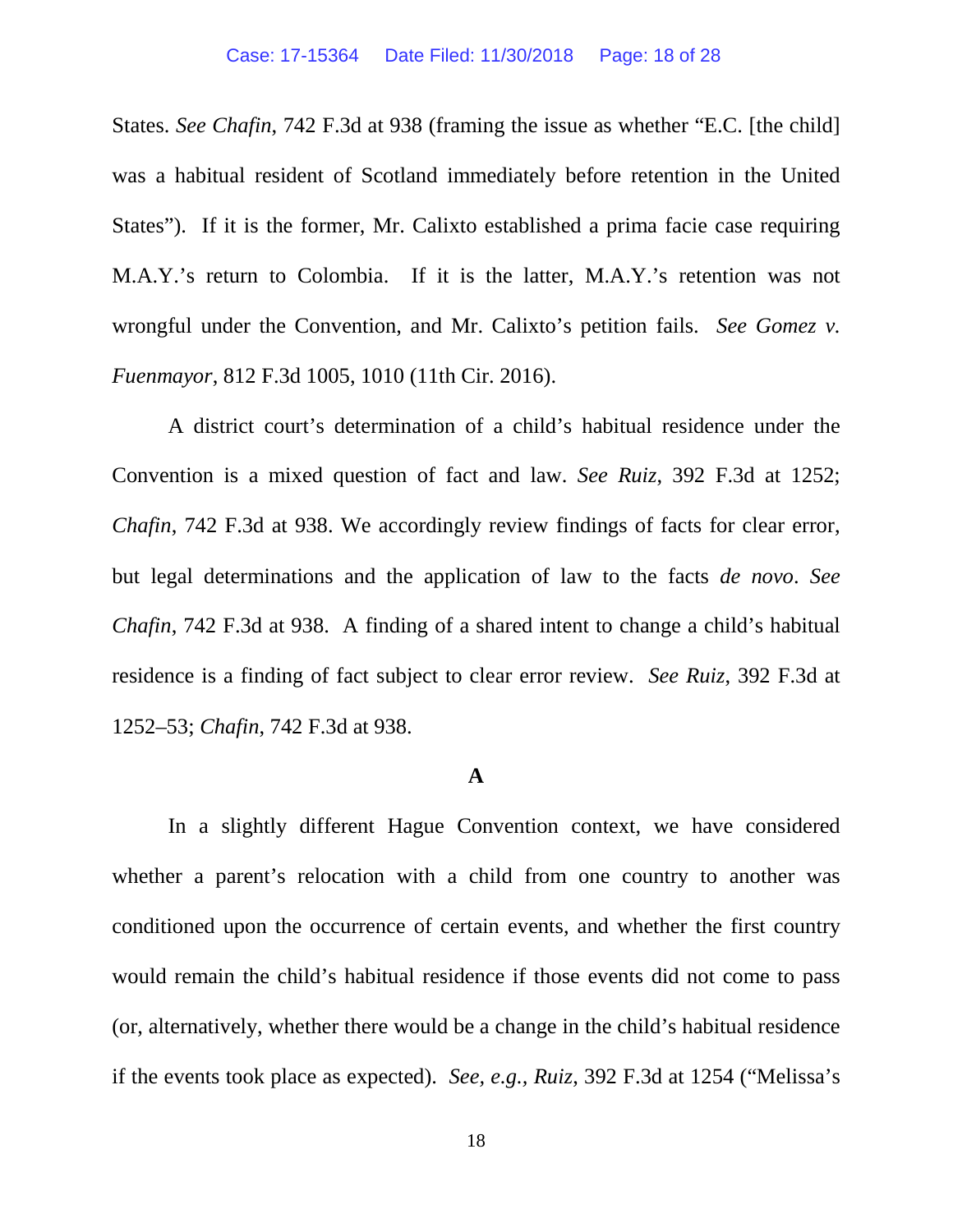States. *See Chafin*, 742 F.3d at 938 (framing the issue as whether "E.C. [the child] was a habitual resident of Scotland immediately before retention in the United States"). If it is the former, Mr. Calixto established a prima facie case requiring M.A.Y.'s return to Colombia. If it is the latter, M.A.Y.'s retention was not wrongful under the Convention, and Mr. Calixto's petition fails. *See Gomez v. Fuenmayor*, 812 F.3d 1005, 1010 (11th Cir. 2016).

A district court's determination of a child's habitual residence under the Convention is a mixed question of fact and law. *See Ruiz*, 392 F.3d at 1252; *Chafin*, 742 F.3d at 938. We accordingly review findings of facts for clear error, but legal determinations and the application of law to the facts *de novo*. *See Chafin*, 742 F.3d at 938. A finding of a shared intent to change a child's habitual residence is a finding of fact subject to clear error review. *See Ruiz*, 392 F.3d at 1252–53; *Chafin*, 742 F.3d at 938.

**A**

In a slightly different Hague Convention context, we have considered whether a parent's relocation with a child from one country to another was conditioned upon the occurrence of certain events, and whether the first country would remain the child's habitual residence if those events did not come to pass (or, alternatively, whether there would be a change in the child's habitual residence if the events took place as expected). *See, e.g., Ruiz*, 392 F.3d at 1254 ("Melissa's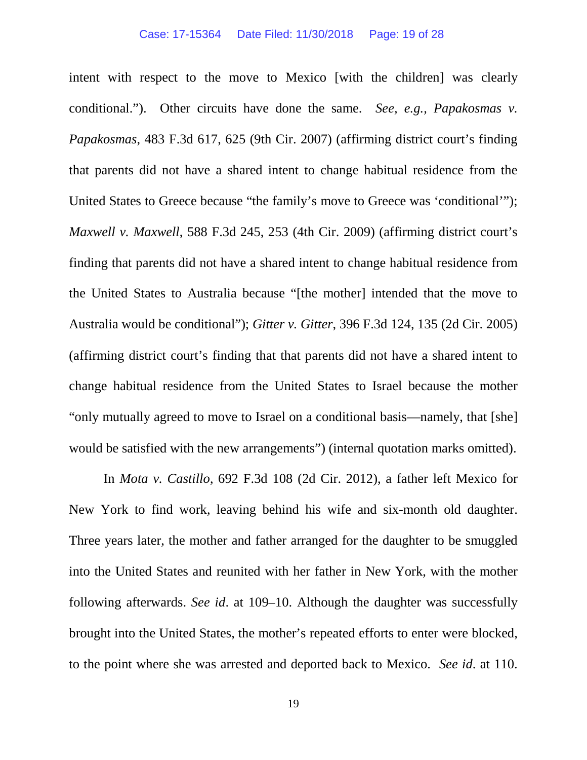intent with respect to the move to Mexico [with the children] was clearly conditional."). Other circuits have done the same. *See, e.g.*, *Papakosmas v. Papakosmas*, 483 F.3d 617, 625 (9th Cir. 2007) (affirming district court's finding that parents did not have a shared intent to change habitual residence from the United States to Greece because "the family's move to Greece was 'conditional'"); *Maxwell v. Maxwell*, 588 F.3d 245, 253 (4th Cir. 2009) (affirming district court's finding that parents did not have a shared intent to change habitual residence from the United States to Australia because "[the mother] intended that the move to Australia would be conditional"); *Gitter v. Gitter*, 396 F.3d 124, 135 (2d Cir. 2005) (affirming district court's finding that that parents did not have a shared intent to change habitual residence from the United States to Israel because the mother "only mutually agreed to move to Israel on a conditional basis—namely, that [she] would be satisfied with the new arrangements") (internal quotation marks omitted).

In *Mota v. Castillo*, 692 F.3d 108 (2d Cir. 2012), a father left Mexico for New York to find work, leaving behind his wife and six-month old daughter. Three years later, the mother and father arranged for the daughter to be smuggled into the United States and reunited with her father in New York, with the mother following afterwards. *See id*. at 109–10. Although the daughter was successfully brought into the United States, the mother's repeated efforts to enter were blocked, to the point where she was arrested and deported back to Mexico. *See id*. at 110.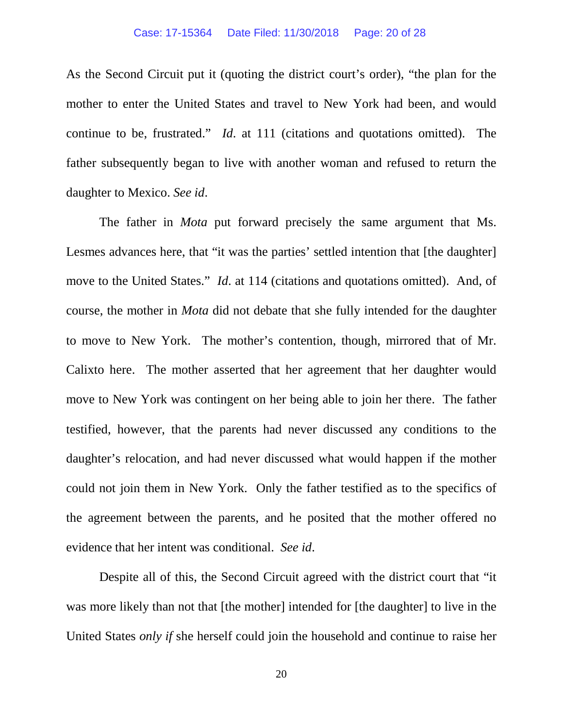As the Second Circuit put it (quoting the district court's order), "the plan for the mother to enter the United States and travel to New York had been, and would continue to be, frustrated." *Id*. at 111 (citations and quotations omitted). The father subsequently began to live with another woman and refused to return the daughter to Mexico. *See id*.

The father in *Mota* put forward precisely the same argument that Ms. Lesmes advances here, that "it was the parties' settled intention that [the daughter] move to the United States." *Id*. at 114 (citations and quotations omitted). And, of course, the mother in *Mota* did not debate that she fully intended for the daughter to move to New York. The mother's contention, though, mirrored that of Mr. Calixto here. The mother asserted that her agreement that her daughter would move to New York was contingent on her being able to join her there. The father testified, however, that the parents had never discussed any conditions to the daughter's relocation, and had never discussed what would happen if the mother could not join them in New York. Only the father testified as to the specifics of the agreement between the parents, and he posited that the mother offered no evidence that her intent was conditional. *See id*.

Despite all of this, the Second Circuit agreed with the district court that "it was more likely than not that [the mother] intended for [the daughter] to live in the United States *only if* she herself could join the household and continue to raise her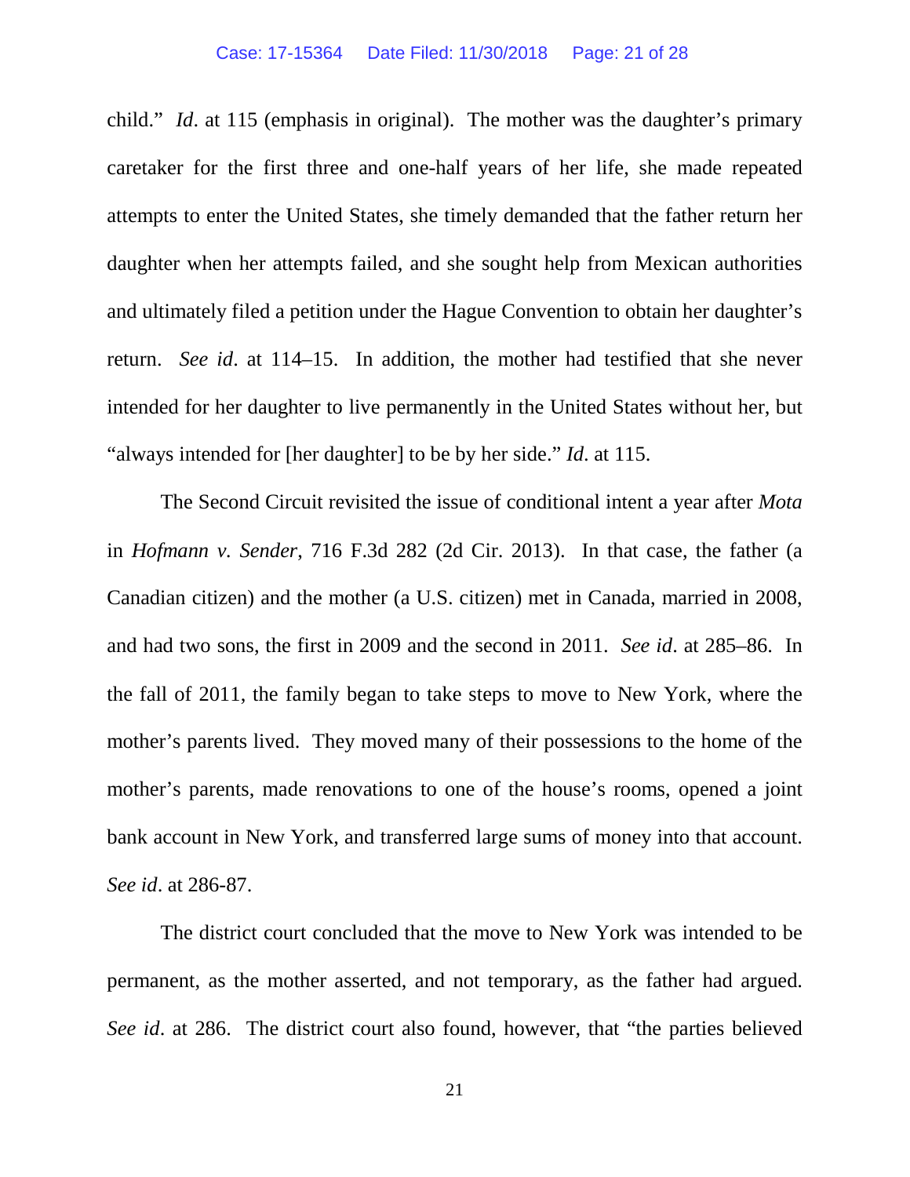child." *Id*. at 115 (emphasis in original). The mother was the daughter's primary caretaker for the first three and one-half years of her life, she made repeated attempts to enter the United States, she timely demanded that the father return her daughter when her attempts failed, and she sought help from Mexican authorities and ultimately filed a petition under the Hague Convention to obtain her daughter's return. *See id*. at 114–15. In addition, the mother had testified that she never intended for her daughter to live permanently in the United States without her, but "always intended for [her daughter] to be by her side." *Id*. at 115.

The Second Circuit revisited the issue of conditional intent a year after *Mota* in *Hofmann v. Sender*, 716 F.3d 282 (2d Cir. 2013). In that case, the father (a Canadian citizen) and the mother (a U.S. citizen) met in Canada, married in 2008, and had two sons, the first in 2009 and the second in 2011. *See id*. at 285–86. In the fall of 2011, the family began to take steps to move to New York, where the mother's parents lived. They moved many of their possessions to the home of the mother's parents, made renovations to one of the house's rooms, opened a joint bank account in New York, and transferred large sums of money into that account. *See id*. at 286-87.

The district court concluded that the move to New York was intended to be permanent, as the mother asserted, and not temporary, as the father had argued. *See id*. at 286. The district court also found, however, that "the parties believed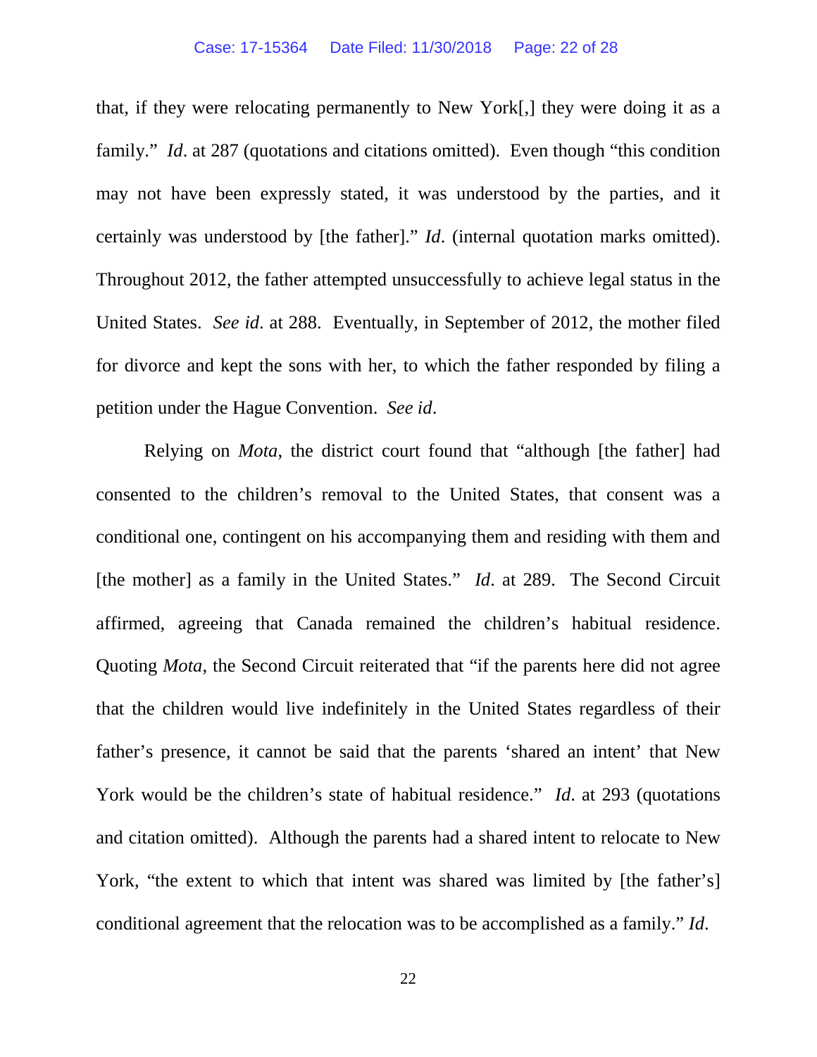that, if they were relocating permanently to New York[,] they were doing it as a family." *Id*. at 287 (quotations and citations omitted). Even though "this condition may not have been expressly stated, it was understood by the parties, and it certainly was understood by [the father]." *Id*. (internal quotation marks omitted). Throughout 2012, the father attempted unsuccessfully to achieve legal status in the United States. *See id*. at 288. Eventually, in September of 2012, the mother filed for divorce and kept the sons with her, to which the father responded by filing a petition under the Hague Convention. *See id*.

Relying on *Mota*, the district court found that "although [the father] had consented to the children's removal to the United States, that consent was a conditional one, contingent on his accompanying them and residing with them and [the mother] as a family in the United States." *Id*. at 289. The Second Circuit affirmed, agreeing that Canada remained the children's habitual residence. Quoting *Mota*, the Second Circuit reiterated that "if the parents here did not agree that the children would live indefinitely in the United States regardless of their father's presence, it cannot be said that the parents 'shared an intent' that New York would be the children's state of habitual residence." *Id*. at 293 (quotations and citation omitted). Although the parents had a shared intent to relocate to New York, "the extent to which that intent was shared was limited by [the father's] conditional agreement that the relocation was to be accomplished as a family." *Id*.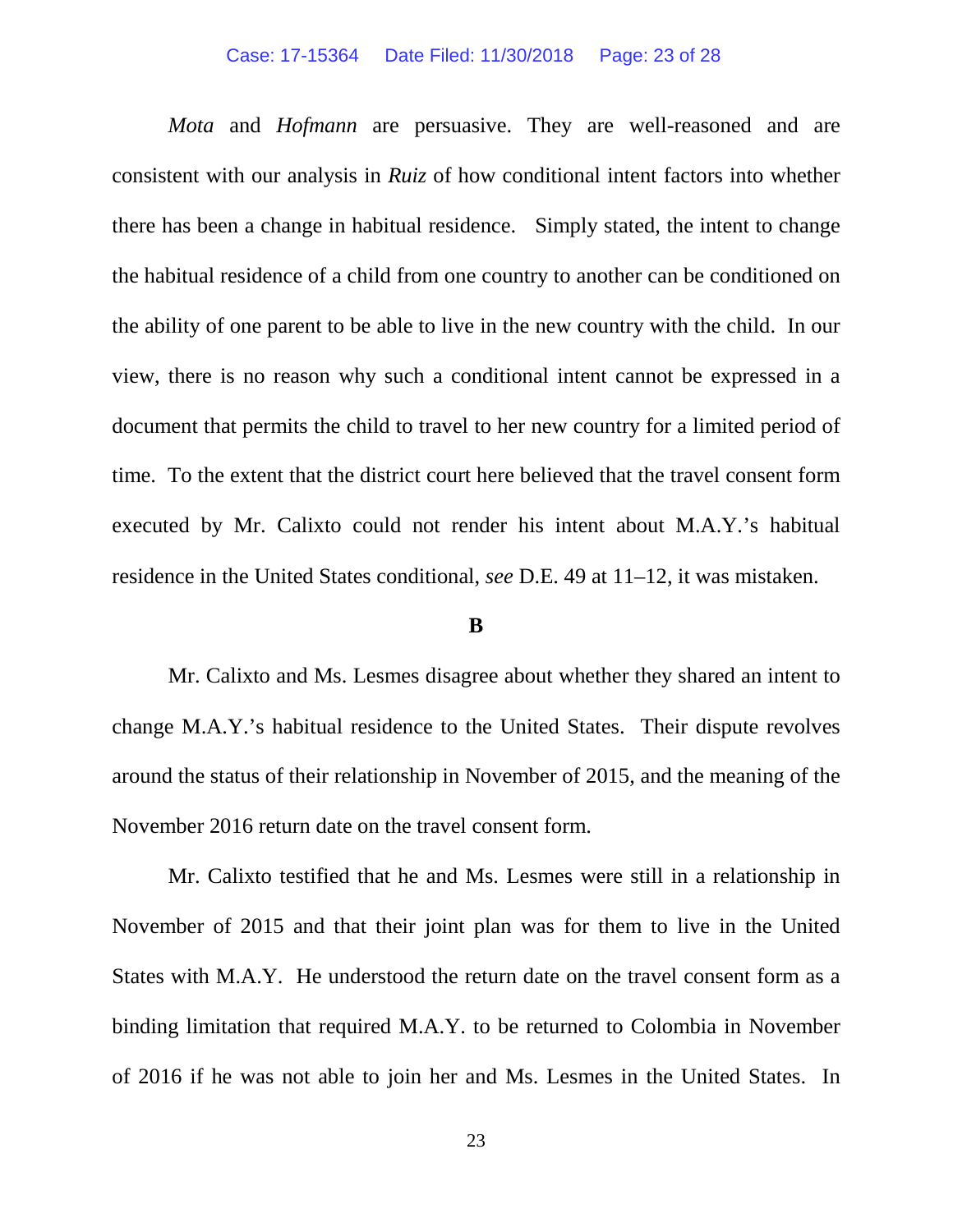*Mota* and *Hofmann* are persuasive. They are well-reasoned and are consistent with our analysis in *Ruiz* of how conditional intent factors into whether there has been a change in habitual residence. Simply stated, the intent to change the habitual residence of a child from one country to another can be conditioned on the ability of one parent to be able to live in the new country with the child. In our view, there is no reason why such a conditional intent cannot be expressed in a document that permits the child to travel to her new country for a limited period of time. To the extent that the district court here believed that the travel consent form executed by Mr. Calixto could not render his intent about M.A.Y.'s habitual residence in the United States conditional, *see* D.E. 49 at 11–12, it was mistaken.

**B**

Mr. Calixto and Ms. Lesmes disagree about whether they shared an intent to change M.A.Y.'s habitual residence to the United States. Their dispute revolves around the status of their relationship in November of 2015, and the meaning of the November 2016 return date on the travel consent form.

Mr. Calixto testified that he and Ms. Lesmes were still in a relationship in November of 2015 and that their joint plan was for them to live in the United States with M.A.Y. He understood the return date on the travel consent form as a binding limitation that required M.A.Y. to be returned to Colombia in November of 2016 if he was not able to join her and Ms. Lesmes in the United States. In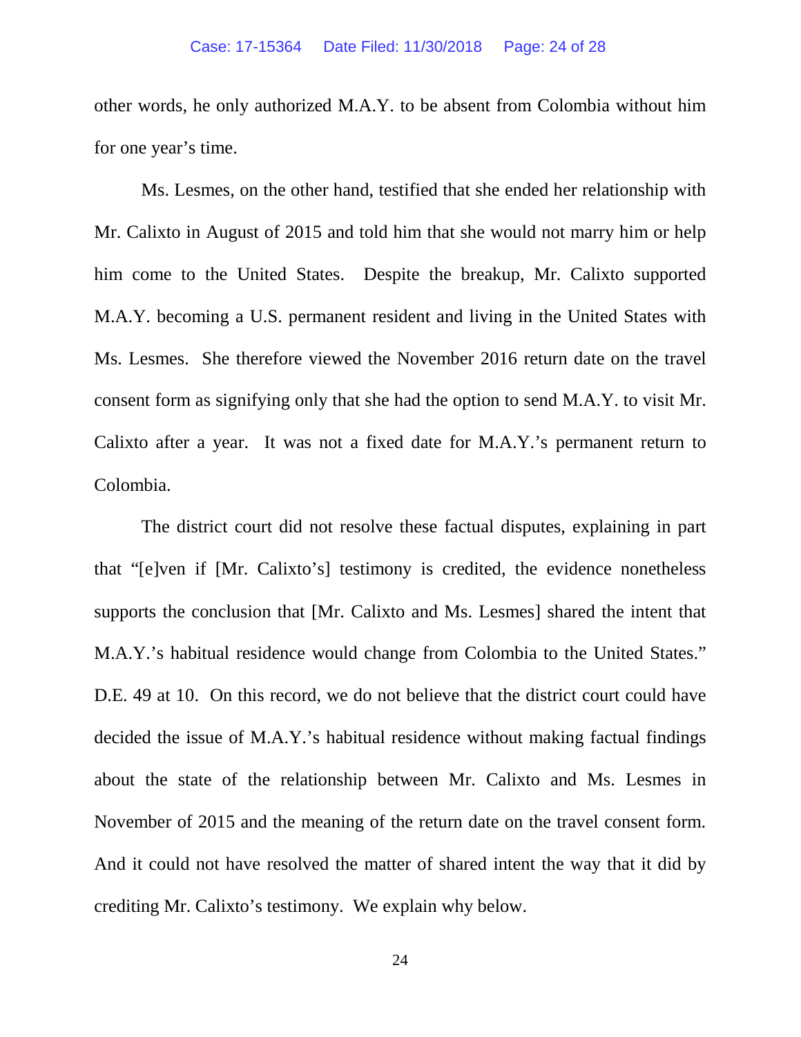other words, he only authorized M.A.Y. to be absent from Colombia without him for one year's time.

Ms. Lesmes, on the other hand, testified that she ended her relationship with Mr. Calixto in August of 2015 and told him that she would not marry him or help him come to the United States. Despite the breakup, Mr. Calixto supported M.A.Y. becoming a U.S. permanent resident and living in the United States with Ms. Lesmes. She therefore viewed the November 2016 return date on the travel consent form as signifying only that she had the option to send M.A.Y. to visit Mr. Calixto after a year. It was not a fixed date for M.A.Y.'s permanent return to Colombia.

The district court did not resolve these factual disputes, explaining in part that "[e]ven if [Mr. Calixto's] testimony is credited, the evidence nonetheless supports the conclusion that [Mr. Calixto and Ms. Lesmes] shared the intent that M.A.Y.'s habitual residence would change from Colombia to the United States." D.E. 49 at 10. On this record, we do not believe that the district court could have decided the issue of M.A.Y.'s habitual residence without making factual findings about the state of the relationship between Mr. Calixto and Ms. Lesmes in November of 2015 and the meaning of the return date on the travel consent form. And it could not have resolved the matter of shared intent the way that it did by crediting Mr. Calixto's testimony. We explain why below.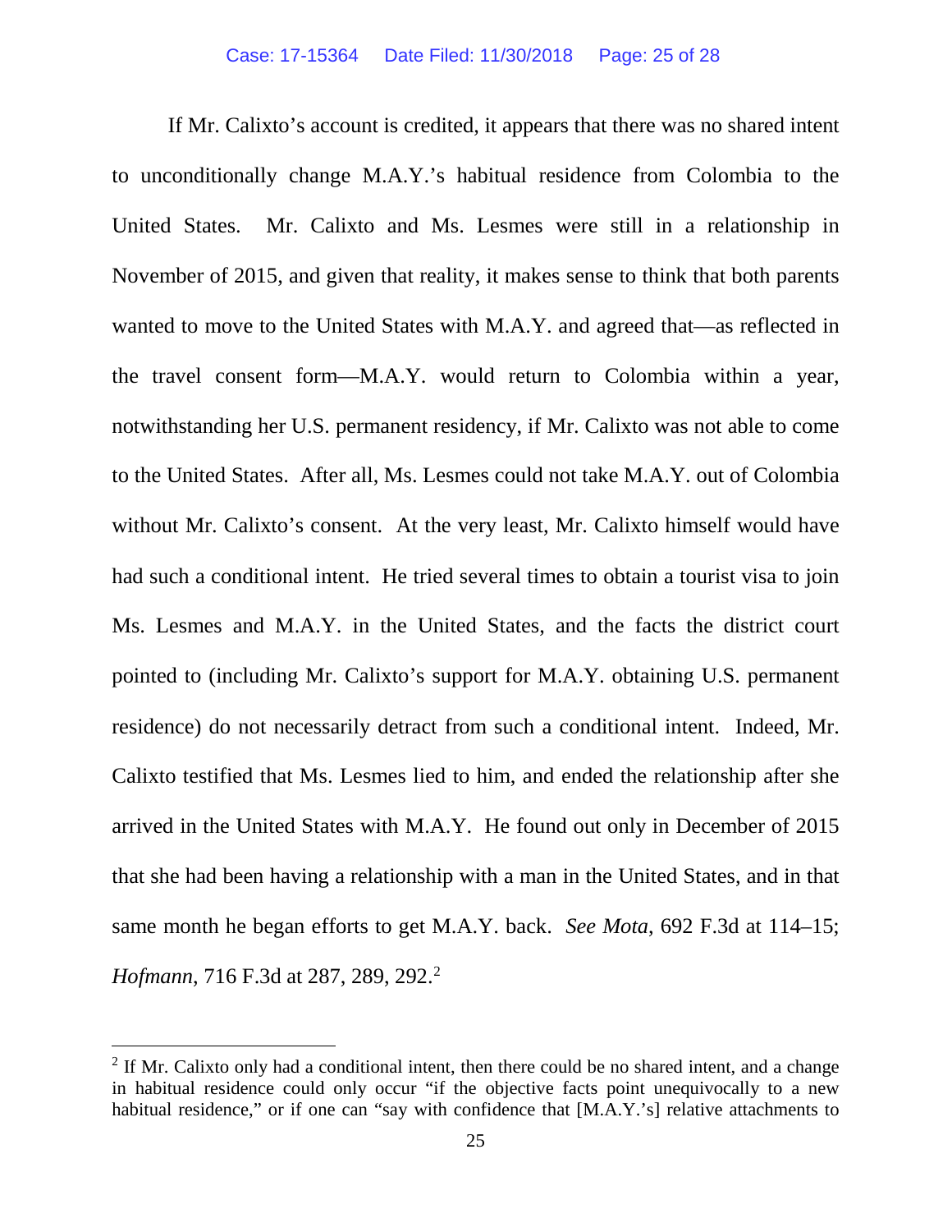If Mr. Calixto's account is credited, it appears that there was no shared intent to unconditionally change M.A.Y.'s habitual residence from Colombia to the United States. Mr. Calixto and Ms. Lesmes were still in a relationship in November of 2015, and given that reality, it makes sense to think that both parents wanted to move to the United States with M.A.Y. and agreed that—as reflected in the travel consent form—M.A.Y. would return to Colombia within a year, notwithstanding her U.S. permanent residency, if Mr. Calixto was not able to come to the United States. After all, Ms. Lesmes could not take M.A.Y. out of Colombia without Mr. Calixto's consent. At the very least, Mr. Calixto himself would have had such a conditional intent. He tried several times to obtain a tourist visa to join Ms. Lesmes and M.A.Y. in the United States, and the facts the district court pointed to (including Mr. Calixto's support for M.A.Y. obtaining U.S. permanent residence) do not necessarily detract from such a conditional intent. Indeed, Mr. Calixto testified that Ms. Lesmes lied to him, and ended the relationship after she arrived in the United States with M.A.Y. He found out only in December of 2015 that she had been having a relationship with a man in the United States, and in that same month he began efforts to get M.A.Y. back. *See Mota*, 692 F.3d at 114–15; *Hofmann*, 716 F.3d at 287, 289, 292.[2]

[2] If Mr. Calixto only had a conditional intent, then there could be no shared intent, and a change in habitual residence could only occur "if the objective facts point unequivocally to a new habitual residence," or if one can "say with confidence that [M.A.Y.'s] relative attachments to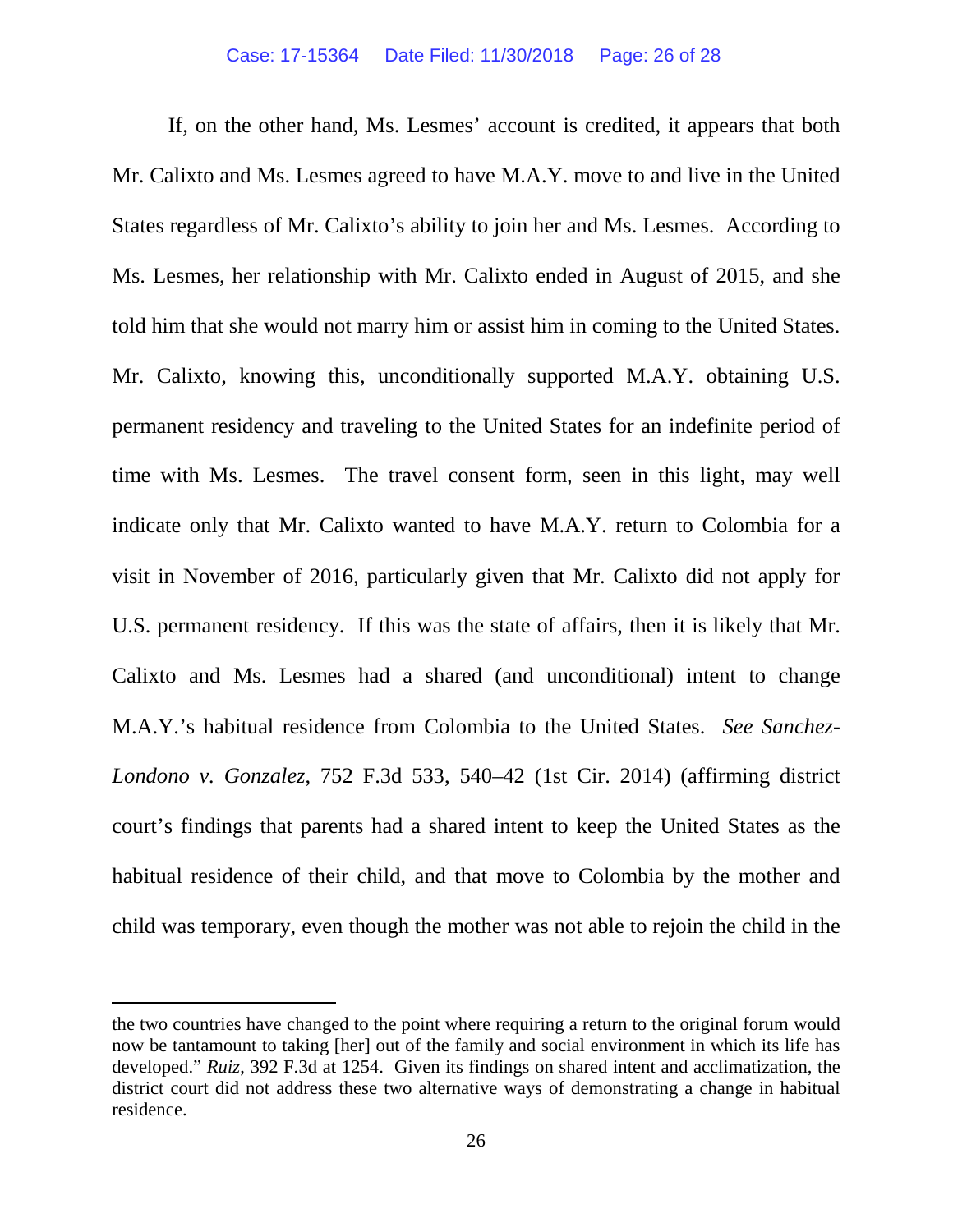If, on the other hand, Ms. Lesmes' account is credited, it appears that both Mr. Calixto and Ms. Lesmes agreed to have M.A.Y. move to and live in the United States regardless of Mr. Calixto's ability to join her and Ms. Lesmes. According to Ms. Lesmes, her relationship with Mr. Calixto ended in August of 2015, and she told him that she would not marry him or assist him in coming to the United States. Mr. Calixto, knowing this, unconditionally supported M.A.Y. obtaining U.S. permanent residency and traveling to the United States for an indefinite period of time with Ms. Lesmes. The travel consent form, seen in this light, may well indicate only that Mr. Calixto wanted to have M.A.Y. return to Colombia for a visit in November of 2016, particularly given that Mr. Calixto did not apply for U.S. permanent residency. If this was the state of affairs, then it is likely that Mr. Calixto and Ms. Lesmes had a shared (and unconditional) intent to change M.A.Y.'s habitual residence from Colombia to the United States. *See Sanchez-Londono v. Gonzalez*, 752 F.3d 533, 540–42 (1st Cir. 2014) (affirming district court's findings that parents had a shared intent to keep the United States as the habitual residence of their child, and that move to Colombia by the mother and child was temporary, even though the mother was not able to rejoin the child in the

---

the two countries have changed to the point where requiring a return to the original forum would now be tantamount to taking [her] out of the family and social environment in which its life has developed." *Ruiz*, 392 F.3d at 1254. Given its findings on shared intent and acclimatization, the district court did not address these two alternative ways of demonstrating a change in habitual residence.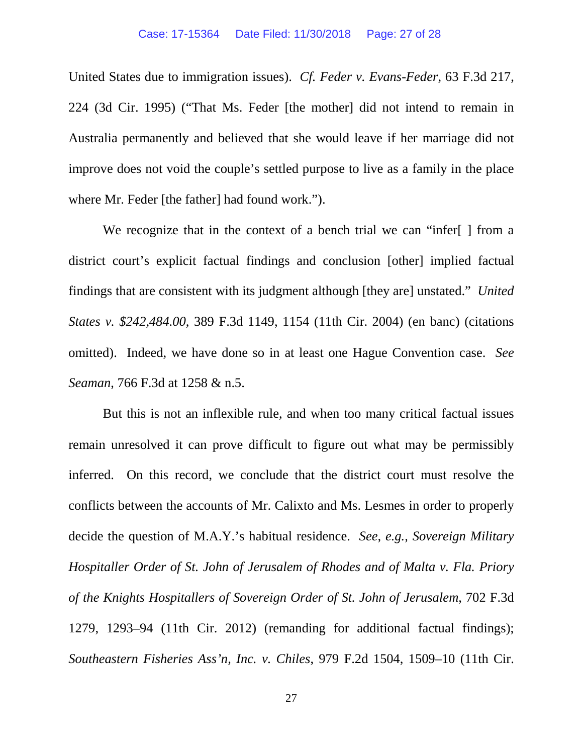United States due to immigration issues). *Cf. Feder v. Evans-Feder*, 63 F.3d 217, 224 (3d Cir. 1995) ("That Ms. Feder [the mother] did not intend to remain in Australia permanently and believed that she would leave if her marriage did not improve does not void the couple's settled purpose to live as a family in the place where Mr. Feder [the father] had found work.").

We recognize that in the context of a bench trial we can "infer[ ] from a district court's explicit factual findings and conclusion [other] implied factual findings that are consistent with its judgment although [they are] unstated." *United States v. $242,484.00*, 389 F.3d 1149, 1154 (11th Cir. 2004) (en banc) (citations omitted). Indeed, we have done so in at least one Hague Convention case. *See Seaman*, 766 F.3d at 1258 & n.5.

But this is not an inflexible rule, and when too many critical factual issues remain unresolved it can prove difficult to figure out what may be permissibly inferred. On this record, we conclude that the district court must resolve the conflicts between the accounts of Mr. Calixto and Ms. Lesmes in order to properly decide the question of M.A.Y.'s habitual residence. *See, e.g.*, *Sovereign Military Hospitaller Order of St. John of Jerusalem of Rhodes and of Malta v. Fla. Priory of the Knights Hospitallers of Sovereign Order of St. John of Jerusalem*, 702 F.3d 1279, 1293–94 (11th Cir. 2012) (remanding for additional factual findings); *Southeastern Fisheries Ass'n, Inc. v. Chiles*, 979 F.2d 1504, 1509–10 (11th Cir.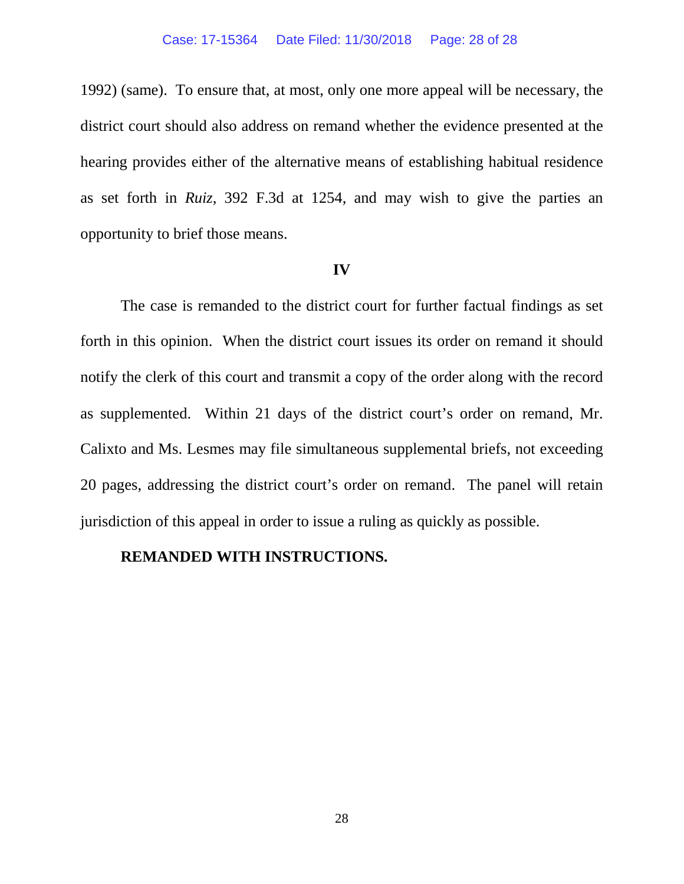1992) (same). To ensure that, at most, only one more appeal will be necessary, the district court should also address on remand whether the evidence presented at the hearing provides either of the alternative means of establishing habitual residence as set forth in *Ruiz*, 392 F.3d at 1254, and may wish to give the parties an opportunity to brief those means.

## IV

The case is remanded to the district court for further factual findings as set forth in this opinion. When the district court issues its order on remand it should notify the clerk of this court and transmit a copy of the order along with the record as supplemented. Within 21 days of the district court's order on remand, Mr. Calixto and Ms. Lesmes may file simultaneous supplemental briefs, not exceeding 20 pages, addressing the district court's order on remand. The panel will retain jurisdiction of this appeal in order to issue a ruling as quickly as possible.

**REMANDED WITH INSTRUCTIONS.**